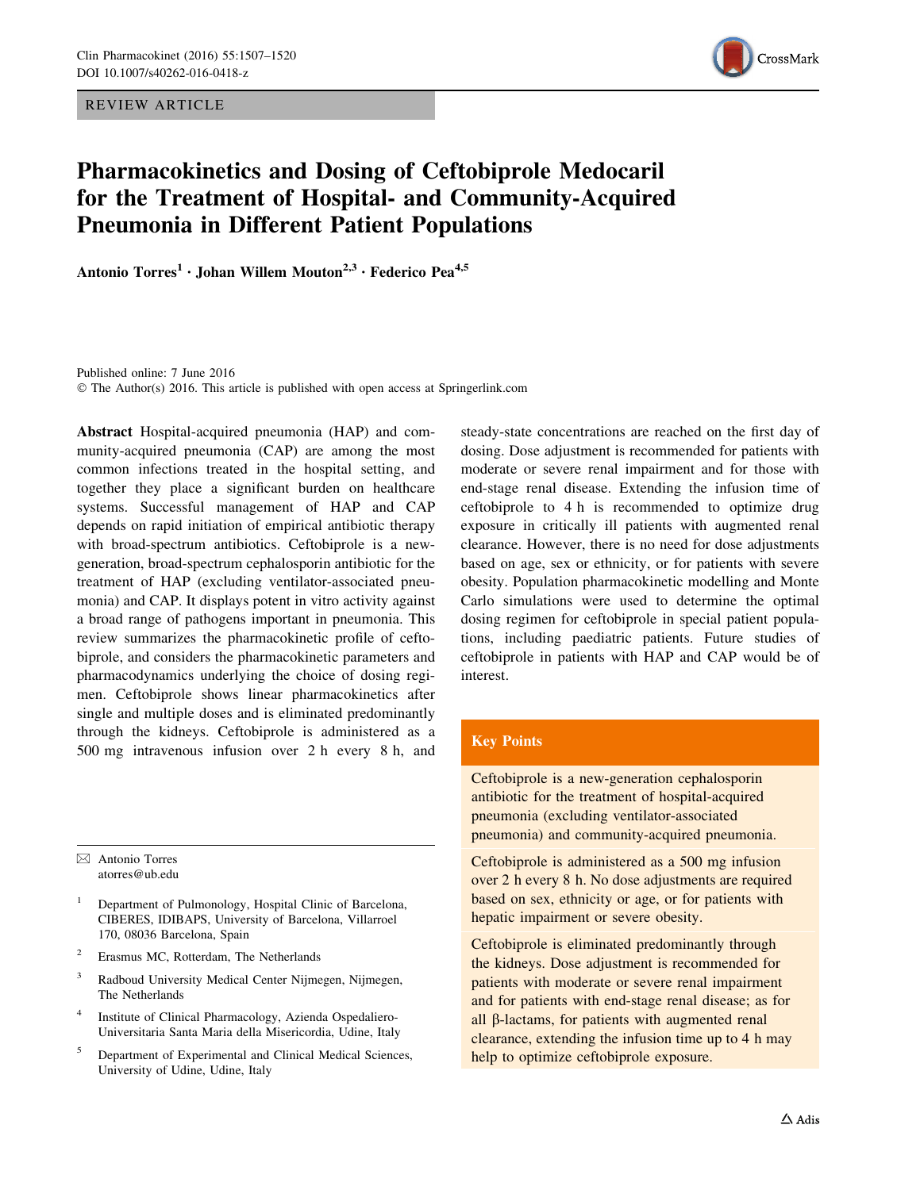REVIEW ARTICLE

# Pharmacokinetics and Dosing of Ceftobiprole Medocaril for the Treatment of Hospital- and Community-Acquired Pneumonia in Different Patient Populations

**Antonio Torres[1] · Johan Willem Mouton[2,3] · Federico Pea[4,5]**

Published online: 7 June 2016
© The Author(s) 2016. This article is published with open access at Springerlink.com

**Abstract** Hospital-acquired pneumonia (HAP) and community-acquired pneumonia (CAP) are among the most common infections treated in the hospital setting, and together they place a significant burden on healthcare systems. Successful management of HAP and CAP depends on rapid initiation of empirical antibiotic therapy with broad-spectrum antibiotics. Ceftobiprole is a new-generation, broad-spectrum cephalosporin antibiotic for the treatment of HAP (excluding ventilator-associated pneumonia) and CAP. It displays potent in vitro activity against a broad range of pathogens important in pneumonia. This review summarizes the pharmacokinetic profile of ceftobiprole, and considers the pharmacokinetic parameters and pharmacodynamics underlying the choice of dosing regimen. Ceftobiprole shows linear pharmacokinetics after single and multiple doses and is eliminated predominantly through the kidneys. Ceftobiprole is administered as a 500 mg intravenous infusion over 2 h every 8 h, and steady-state concentrations are reached on the first day of dosing. Dose adjustment is recommended for patients with moderate or severe renal impairment and for those with end-stage renal disease. Extending the infusion time of ceftobiprole to 4 h is recommended to optimize drug exposure in critically ill patients with augmented renal clearance. However, there is no need for dose adjustments based on age, sex or ethnicity, or for patients with severe obesity. Population pharmacokinetic modelling and Monte Carlo simulations were used to determine the optimal dosing regimen for ceftobiprole in special patient populations, including paediatric patients. Future studies of ceftobiprole in patients with HAP and CAP would be of interest.

**Key Points**

Ceftobiprole is a new-generation cephalosporin antibiotic for the treatment of hospital-acquired pneumonia (excluding ventilator-associated pneumonia) and community-acquired pneumonia.

Ceftobiprole is administered as a 500 mg infusion over 2 h every 8 h. No dose adjustments are required based on sex, ethnicity or age, or for patients with hepatic impairment or severe obesity.

Ceftobiprole is eliminated predominantly through the kidneys. Dose adjustment is recommended for patients with moderate or severe renal impairment and for patients with end-stage renal disease; as for all β-lactams, for patients with augmented renal clearance, extending the infusion time up to 4 h may help to optimize ceftobiprole exposure.

---

✉ Antonio Torres
atorres@ub.edu

1 Department of Pulmonology, Hospital Clinic of Barcelona, CIBERES, IDIBAPS, University of Barcelona, Villarroel 170, 08036 Barcelona, Spain

2 Erasmus MC, Rotterdam, The Netherlands

3 Radboud University Medical Center Nijmegen, Nijmegen, The Netherlands

4 Institute of Clinical Pharmacology, Azienda Ospedaliero-Universitaria Santa Maria della Misericordia, Udine, Italy

5 Department of Experimental and Clinical Medical Sciences, University of Udine, Udine, Italy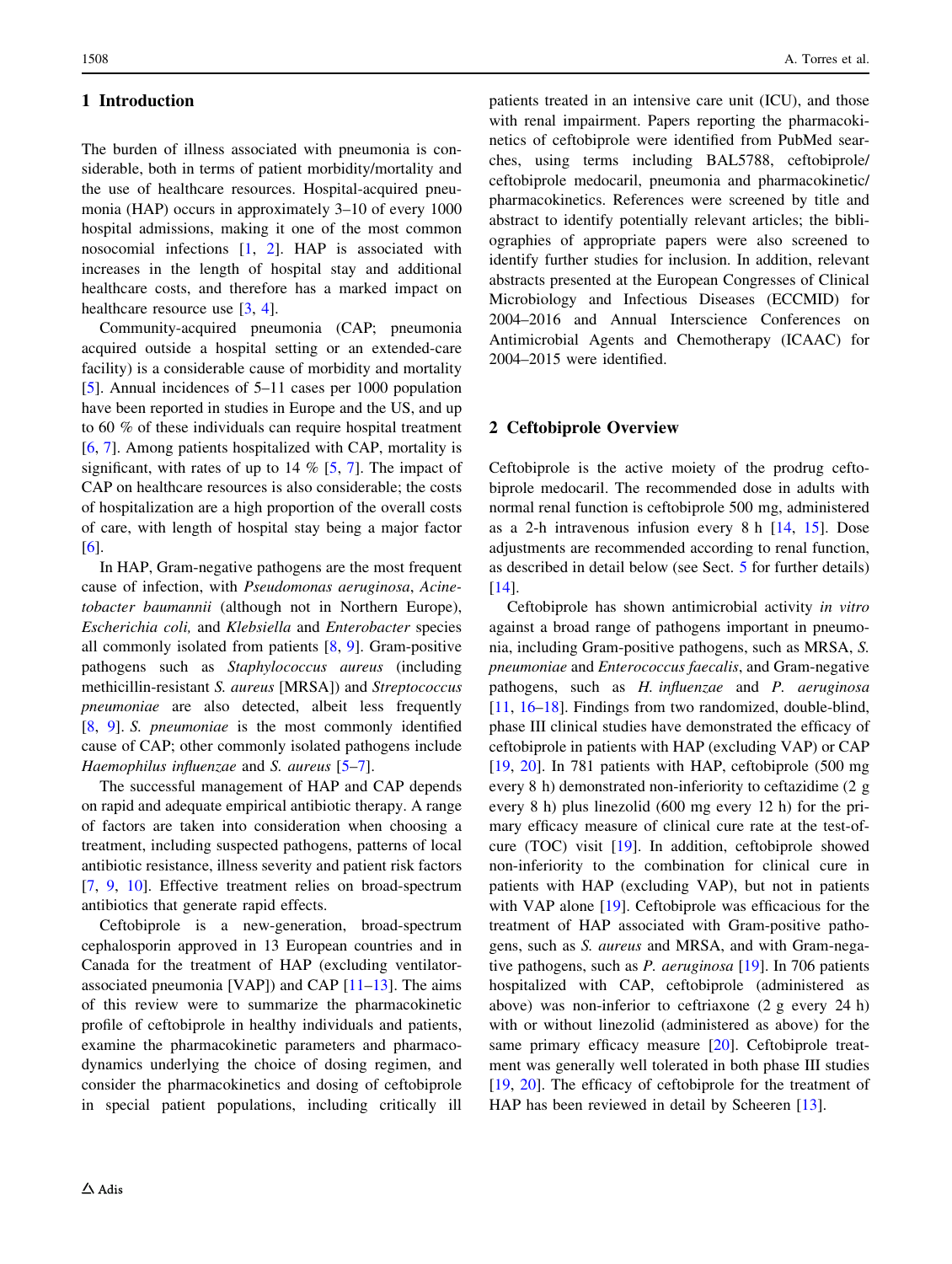## 1 Introduction

The burden of illness associated with pneumonia is considerable, both in terms of patient morbidity/mortality and the use of healthcare resources. Hospital-acquired pneumonia (HAP) occurs in approximately 3–10 of every 1000 hospital admissions, making it one of the most common nosocomial infections [1, 2]. HAP is associated with increases in the length of hospital stay and additional healthcare costs, and therefore has a marked impact on healthcare resource use [3, 4].

Community-acquired pneumonia (CAP; pneumonia acquired outside a hospital setting or an extended-care facility) is a considerable cause of morbidity and mortality [5]. Annual incidences of 5–11 cases per 1000 population have been reported in studies in Europe and the US, and up to 60 % of these individuals can require hospital treatment [6, 7]. Among patients hospitalized with CAP, mortality is significant, with rates of up to 14 % [5, 7]. The impact of CAP on healthcare resources is also considerable; the costs of hospitalization are a high proportion of the overall costs of care, with length of hospital stay being a major factor [6].

In HAP, Gram-negative pathogens are the most frequent cause of infection, with *Pseudomonas aeruginosa*, *Acinetobacter baumannii* (although not in Northern Europe), *Escherichia coli,* and *Klebsiella* and *Enterobacter* species all commonly isolated from patients [8, 9]. Gram-positive pathogens such as *Staphylococcus aureus* (including methicillin-resistant *S. aureus* [MRSA]) and *Streptococcus pneumoniae* are also detected, albeit less frequently [8, 9]. *S. pneumoniae* is the most commonly identified cause of CAP; other commonly isolated pathogens include *Haemophilus influenzae* and *S. aureus* [5–7].

The successful management of HAP and CAP depends on rapid and adequate empirical antibiotic therapy. A range of factors are taken into consideration when choosing a treatment, including suspected pathogens, patterns of local antibiotic resistance, illness severity and patient risk factors [7, 9, 10]. Effective treatment relies on broad-spectrum antibiotics that generate rapid effects.

Ceftobiprole is a new-generation, broad-spectrum cephalosporin approved in 13 European countries and in Canada for the treatment of HAP (excluding ventilator-associated pneumonia [VAP]) and CAP [11–13]. The aims of this review were to summarize the pharmacokinetic profile of ceftobiprole in healthy individuals and patients, examine the pharmacokinetic parameters and pharmacodynamics underlying the choice of dosing regimen, and consider the pharmacokinetics and dosing of ceftobiprole in special patient populations, including critically ill patients treated in an intensive care unit (ICU), and those with renal impairment. Papers reporting the pharmacokinetics of ceftobiprole were identified from PubMed searches, using terms including BAL5788, ceftobiprole/ceftobiprole medocaril, pneumonia and pharmacokinetic/pharmacokinetics. References were screened by title and abstract to identify potentially relevant articles; the bibliographies of appropriate papers were also screened to identify further studies for inclusion. In addition, relevant abstracts presented at the European Congresses of Clinical Microbiology and Infectious Diseases (ECCMID) for 2004–2016 and Annual Interscience Conferences on Antimicrobial Agents and Chemotherapy (ICAAC) for 2004–2015 were identified.

## 2 Ceftobiprole Overview

Ceftobiprole is the active moiety of the prodrug ceftobiprole medocaril. The recommended dose in adults with normal renal function is ceftobiprole 500 mg, administered as a 2-h intravenous infusion every 8 h [14, 15]. Dose adjustments are recommended according to renal function, as described in detail below (see Sect. 5 for further details) [14].

Ceftobiprole has shown antimicrobial activity *in vitro* against a broad range of pathogens important in pneumonia, including Gram-positive pathogens, such as MRSA, *S. pneumoniae* and *Enterococcus faecalis*, and Gram-negative pathogens, such as *H. influenzae* and *P. aeruginosa* [11, 16–18]. Findings from two randomized, double-blind, phase III clinical studies have demonstrated the efficacy of ceftobiprole in patients with HAP (excluding VAP) or CAP [19, 20]. In 781 patients with HAP, ceftobiprole (500 mg every 8 h) demonstrated non-inferiority to ceftazidime (2 g every 8 h) plus linezolid (600 mg every 12 h) for the primary efficacy measure of clinical cure rate at the test-of-cure (TOC) visit [19]. In addition, ceftobiprole showed non-inferiority to the combination for clinical cure in patients with HAP (excluding VAP), but not in patients with VAP alone [19]. Ceftobiprole was efficacious for the treatment of HAP associated with Gram-positive pathogens, such as *S. aureus* and MRSA, and with Gram-negative pathogens, such as *P. aeruginosa* [19]. In 706 patients hospitalized with CAP, ceftobiprole (administered as above) was non-inferior to ceftriaxone (2 g every 24 h) with or without linezolid (administered as above) for the same primary efficacy measure [20]. Ceftobiprole treatment was generally well tolerated in both phase III studies [19, 20]. The efficacy of ceftobiprole for the treatment of HAP has been reviewed in detail by Scheeren [13].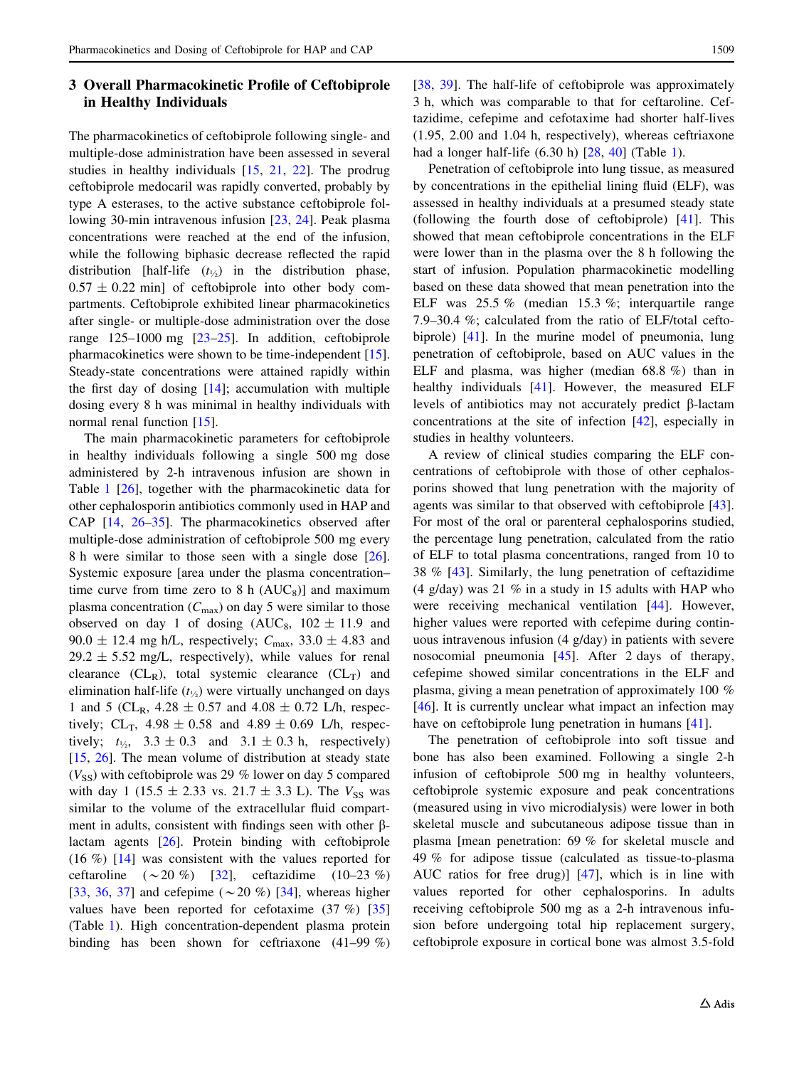## 3 Overall Pharmacokinetic Profile of Ceftobiprole in Healthy Individuals

The pharmacokinetics of ceftobiprole following single- and multiple-dose administration have been assessed in several studies in healthy individuals [15, 21, 22]. The prodrug ceftobiprole medocaril was rapidly converted, probably by type A esterases, to the active substance ceftobiprole following 30-min intravenous infusion [23, 24]. Peak plasma concentrations were reached at the end of the infusion, while the following biphasic decrease reflected the rapid distribution [half-life ($t_{½}$) in the distribution phase, 0.57 ± 0.22 min] of ceftobiprole into other body compartments. Ceftobiprole exhibited linear pharmacokinetics after single- or multiple-dose administration over the dose range 125–1000 mg [23–25]. In addition, ceftobiprole pharmacokinetics were shown to be time-independent [15]. Steady-state concentrations were attained rapidly within the first day of dosing [14]; accumulation with multiple dosing every 8 h was minimal in healthy individuals with normal renal function [15].

The main pharmacokinetic parameters for ceftobiprole in healthy individuals following a single 500 mg dose administered by 2-h intravenous infusion are shown in Table 1 [26], together with the pharmacokinetic data for other cephalosporin antibiotics commonly used in HAP and CAP [14, 26–35]. The pharmacokinetics observed after multiple-dose administration of ceftobiprole 500 mg every 8 h were similar to those seen with a single dose [26]. Systemic exposure [area under the plasma concentration–time curve from time zero to 8 h ($AUC_8$)] and maximum plasma concentration ($C_{max}$) on day 5 were similar to those observed on day 1 of dosing ($AUC_8$, 102 ± 11.9 and 90.0 ± 12.4 mg h/L, respectively; $C_{max}$, 33.0 ± 4.83 and 29.2 ± 5.52 mg/L, respectively), while values for renal clearance ($CL_R$), total systemic clearance ($CL_T$) and elimination half-life ($t_{½}$) were virtually unchanged on days 1 and 5 ($CL_R$, 4.28 ± 0.57 and 4.08 ± 0.72 L/h, respectively; $CL_T$, 4.98 ± 0.58 and 4.89 ± 0.69 L/h, respectively; $t_{½}$, 3.3 ± 0.3 and 3.1 ± 0.3 h, respectively) [15, 26]. The mean volume of distribution at steady state ($V_{SS}$) with ceftobiprole was 29 % lower on day 5 compared with day 1 (15.5 ± 2.33 vs. 21.7 ± 3.3 L). The $V_{SS}$ was similar to the volume of the extracellular fluid compartment in adults, consistent with findings seen with other β-lactam agents [26]. Protein binding with ceftobiprole (16 %) [14] was consistent with the values reported for ceftaroline (~20 %) [32], ceftazidime (10–23 %) [33, 36, 37] and cefepime (~20 %) [34], whereas higher values have been reported for cefotaxime (37 %) [35] (Table 1). High concentration-dependent plasma protein binding has been shown for ceftriaxone (41–99 %) [38, 39]. The half-life of ceftobiprole was approximately 3 h, which was comparable to that for ceftaroline. Ceftazidime, cefepime and cefotaxime had shorter half-lives (1.95, 2.00 and 1.04 h, respectively), whereas ceftriaxone had a longer half-life (6.30 h) [28, 40] (Table 1).

Penetration of ceftobiprole into lung tissue, as measured by concentrations in the epithelial lining fluid (ELF), was assessed in healthy individuals at a presumed steady state (following the fourth dose of ceftobiprole) [41]. This showed that mean ceftobiprole concentrations in the ELF were lower than in the plasma over the 8 h following the start of infusion. Population pharmacokinetic modelling based on these data showed that mean penetration into the ELF was 25.5 % (median 15.3 %; interquartile range 7.9–30.4 %; calculated from the ratio of ELF/total ceftobiprole) [41]. In the murine model of pneumonia, lung penetration of ceftobiprole, based on AUC values in the ELF and plasma, was higher (median 68.8 %) than in healthy individuals [41]. However, the measured ELF levels of antibiotics may not accurately predict β-lactam concentrations at the site of infection [42], especially in studies in healthy volunteers.

A review of clinical studies comparing the ELF concentrations of ceftobiprole with those of other cephalosporins showed that lung penetration with the majority of agents was similar to that observed with ceftobiprole [43]. For most of the oral or parenteral cephalosporins studied, the percentage lung penetration, calculated from the ratio of ELF to total plasma concentrations, ranged from 10 to 38 % [43]. Similarly, the lung penetration of ceftazidime (4 g/day) was 21 % in a study in 15 adults with HAP who were receiving mechanical ventilation [44]. However, higher values were reported with cefepime during continuous intravenous infusion (4 g/day) in patients with severe nosocomial pneumonia [45]. After 2 days of therapy, cefepime showed similar concentrations in the ELF and plasma, giving a mean penetration of approximately 100 % [46]. It is currently unclear what impact an infection may have on ceftobiprole lung penetration in humans [41].

The penetration of ceftobiprole into soft tissue and bone has also been examined. Following a single 2-h infusion of ceftobiprole 500 mg in healthy volunteers, ceftobiprole systemic exposure and peak concentrations (measured using in vivo microdialysis) were lower in both skeletal muscle and subcutaneous adipose tissue than in plasma [mean penetration: 69 % for skeletal muscle and 49 % for adipose tissue (calculated as tissue-to-plasma AUC ratios for free drug)] [47], which is in line with values reported for other cephalosporins. In adults receiving ceftobiprole 500 mg as a 2-h intravenous infusion before undergoing total hip replacement surgery, ceftobiprole exposure in cortical bone was almost 3.5-fold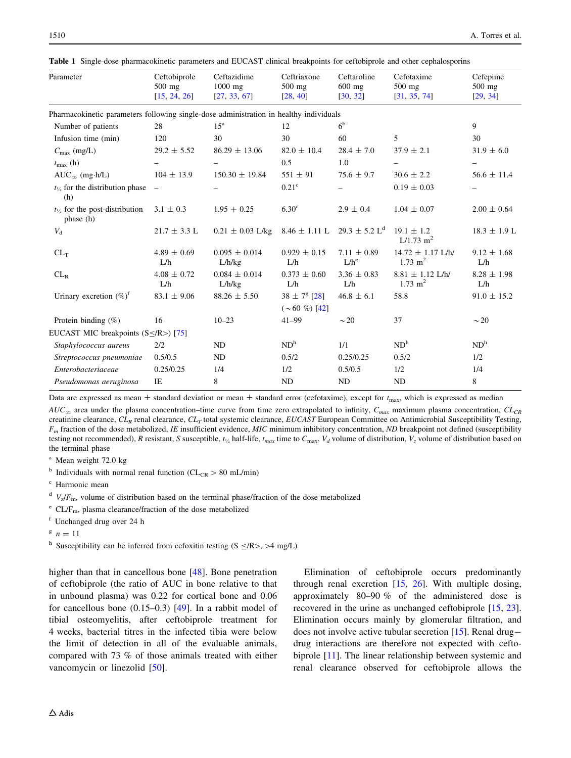Table 1 Single-dose pharmacokinetic parameters and EUCAST clinical breakpoints for ceftobiprole and other cephalosporins

| Parameter | Ceftobiprole 500 mg [15, 24, 26] | Ceftazidime 1000 mg [27, 33, 67] | Ceftriaxone 500 mg [28, 40] | Ceftaroline 600 mg [30, 32] | Cefotaxime 500 mg [31, 35, 74] | Cefepime 500 mg [29, 34] |
|---|---|---|---|---|---|---|
| Pharmacokinetic parameters following single-dose administration in healthy individuals | | | | | | |
| Number of patients | 28 | 15[a] | 12 | 6[b] | | 9 |
| Infusion time (min) | 120 | 30 | 30 | 60 | 5 | 30 |
| $C_{max}$ (mg/L) | 29.2 ± 5.52 | 86.29 ± 13.06 | 82.0 ± 10.4 | 28.4 ± 7.0 | 37.9 ± 2.1 | 31.9 ± 6.0 |
| $t_{max}$ (h) | – | – | 0.5 | 1.0 | – | – |
| $AUC_{\infty}$ (mg·h/L) | 104 ± 13.9 | 150.30 ± 19.84 | 551 ± 91 | 75.6 ± 9.7 | 30.6 ± 2.2 | 56.6 ± 11.4 |
| $t_{½}$ for the distribution phase (h) | – | – | 0.21[c] | – | 0.19 ± 0.03 | – |
| $t_{½}$ for the post-distribution phase (h) | 3.1 ± 0.3 | 1.95 + 0.25 | 6.30[c] | 2.9 ± 0.4 | 1.04 ± 0.07 | 2.00 ± 0.64 |
| $V_d$ | 21.7 ± 3.3 L | 0.21 ± 0.03 L/kg | 8.46 ± 1.11 L | 29.3 ± 5.2 L[d] | 19.1 ± 1.2 L/1.73 m$^2$ | 18.3 ± 1.9 L |
| $CL_T$ | 4.89 ± 0.69 L/h | 0.095 ± 0.014 L/h/kg | 0.929 ± 0.15 L/h | 7.11 ± 0.89 L/h[e] | 14.72 ± 1.17 L/h/1.73 m$^2$ | 9.12 ± 1.68 L/h |
| $CL_R$ | 4.08 ± 0.72 L/h | 0.084 ± 0.014 L/h/kg | 0.373 ± 0.60 L/h | 3.36 ± 0.83 L/h | 8.81 ± 1.12 L/h/1.73 m$^2$ | 8.28 ± 1.98 L/h |
| Urinary excretion (%)[f] | 83.1 ± 9.06 | 88.26 ± 5.50 | 38 ± 7[g] [28] (~60 %) [42] | 46.8 ± 6.1 | 58.8 | 91.0 ± 15.2 |
| Protein binding (%) | 16 | 10–23 | 41–99 | ~20 | 37 | ~20 |
| EUCAST MIC breakpoints (S≤/R>) [75] | | | | | | |
| *Staphylococcus aureus* | 2/2 | ND | ND[h] | 1/1 | ND[h] | ND[h] |
| *Streptococcus pneumoniae* | 0.5/0.5 | ND | 0.5/2 | 0.25/0.25 | 0.5/2 | 1/2 |
| *Enterobacteriaceae* | 0.25/0.25 | 1/4 | 1/2 | 0.5/0.5 | 1/2 | 1/4 |
| *Pseudomonas aeruginosa* | IE | 8 | ND | ND | ND | 8 |

Data are expressed as mean ± standard deviation or mean ± standard error (cefotaxime), except for $t_{max}$, which is expressed as median

$AUC_{\infty}$ area under the plasma concentration–time curve from time zero extrapolated to infinity, $C_{max}$ maximum plasma concentration, $CL_{CR}$ creatinine clearance, $CL_R$ renal clearance, $CL_T$ total systemic clearance, *EUCAST* European Committee on Antimicrobial Susceptibility Testing, $F_m$ fraction of the dose metabolized, *IE* insufficient evidence, *MIC* minimum inhibitory concentration, *ND* breakpoint not defined (susceptibility testing not recommended), *R* resistant, *S* susceptible, $t_{½}$ half-life, $t_{max}$ time to $C_{max}$, $V_d$ volume of distribution, $V_z$ volume of distribution based on the terminal phase

[a] Mean weight 72.0 kg

[b] Individuals with normal renal function ($CL_{CR}$ > 80 mL/min)

[c] Harmonic mean

[d] $V_z/F_m$, volume of distribution based on the terminal phase/fraction of the dose metabolized

[e] $CL/F_m$, plasma clearance/fraction of the dose metabolized

[f] Unchanged drug over 24 h

[g] n = 11

[h] Susceptibility can be inferred from cefoxitin testing (S ≤/R>, >4 mg/L)

higher than that in cancellous bone [48]. Bone penetration of ceftobiprole (the ratio of AUC in bone relative to that in unbound plasma) was 0.22 for cortical bone and 0.06 for cancellous bone (0.15–0.3) [49]. In a rabbit model of tibial osteomyelitis, after ceftobiprole treatment for 4 weeks, bacterial titres in the infected tibia were below the limit of detection in all of the evaluable animals, compared with 73 % of those animals treated with either vancomycin or linezolid [50].

Elimination of ceftobiprole occurs predominantly through renal excretion [15, 26]. With multiple dosing, approximately 80–90 % of the administered dose is recovered in the urine as unchanged ceftobiprole [15, 23]. Elimination occurs mainly by glomerular filtration, and does not involve active tubular secretion [15]. Renal drug–drug interactions are therefore not expected with ceftobiprole [11]. The linear relationship between systemic and renal clearance observed for ceftobiprole allows the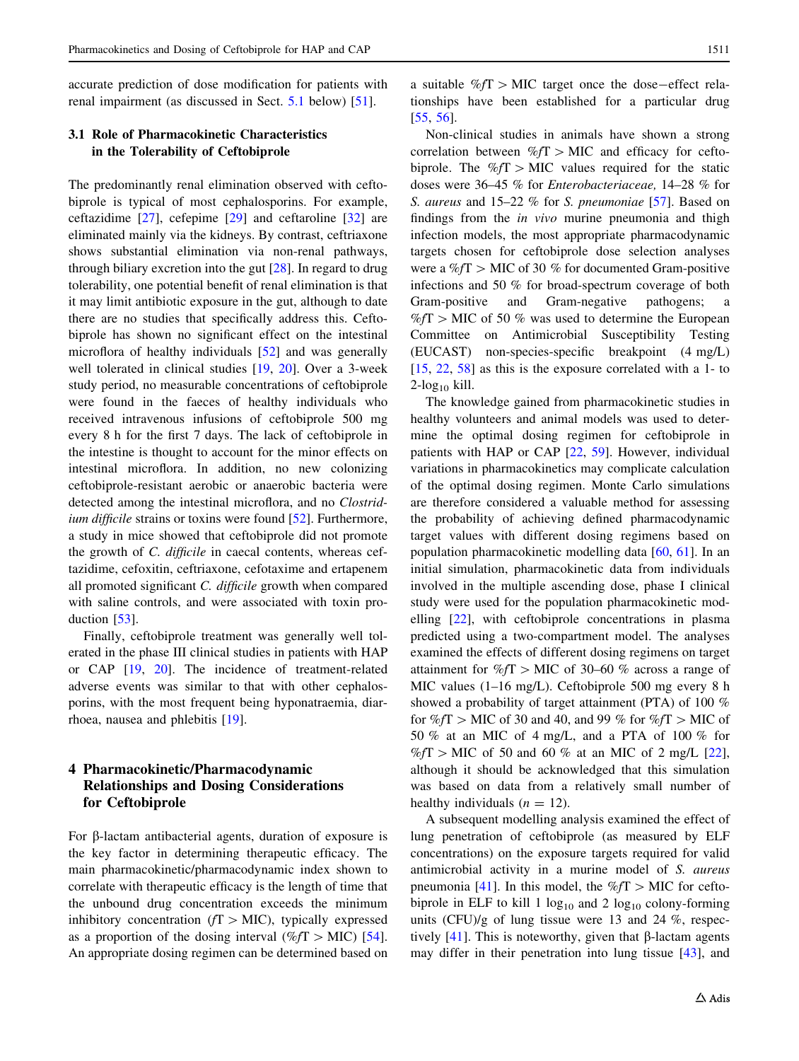accurate prediction of dose modification for patients with renal impairment (as discussed in Sect. 5.1 below) [51].

### 3.1 Role of Pharmacokinetic Characteristics in the Tolerability of Ceftobiprole

The predominantly renal elimination observed with ceftobiprole is typical of most cephalosporins. For example, ceftazidime [27], cefepime [29] and ceftaroline [32] are eliminated mainly via the kidneys. By contrast, ceftriaxone shows substantial elimination via non-renal pathways, through biliary excretion into the gut [28]. In regard to drug tolerability, one potential benefit of renal elimination is that it may limit antibiotic exposure in the gut, although to date there are no studies that specifically address this. Ceftobiprole has shown no significant effect on the intestinal microflora of healthy individuals [52] and was generally well tolerated in clinical studies [19, 20]. Over a 3-week study period, no measurable concentrations of ceftobiprole were found in the faeces of healthy individuals who received intravenous infusions of ceftobiprole 500 mg every 8 h for the first 7 days. The lack of ceftobiprole in the intestine is thought to account for the minor effects on intestinal microflora. In addition, no new colonizing ceftobiprole-resistant aerobic or anaerobic bacteria were detected among the intestinal microflora, and no *Clostridium difficile* strains or toxins were found [52]. Furthermore, a study in mice showed that ceftobiprole did not promote the growth of *C. difficile* in caecal contents, whereas ceftazidime, cefoxitin, ceftriaxone, cefotaxime and ertapenem all promoted significant *C. difficile* growth when compared with saline controls, and were associated with toxin production [53].

Finally, ceftobiprole treatment was generally well tolerated in the phase III clinical studies in patients with HAP or CAP [19, 20]. The incidence of treatment-related adverse events was similar to that with other cephalosporins, with the most frequent being hyponatraemia, diarrhoea, nausea and phlebitis [19].

## 4 Pharmacokinetic/Pharmacodynamic Relationships and Dosing Considerations for Ceftobiprole

For β-lactam antibacterial agents, duration of exposure is the key factor in determining therapeutic efficacy. The main pharmacokinetic/pharmacodynamic index shown to correlate with therapeutic efficacy is the length of time that the unbound drug concentration exceeds the minimum inhibitory concentration ($fT > \text{MIC}$), typically expressed as a proportion of the dosing interval ($\%fT > \text{MIC}$) [54]. An appropriate dosing regimen can be determined based on a suitable $\%fT > \text{MIC}$ target once the dose−effect relationships have been established for a particular drug [55, 56].

Non-clinical studies in animals have shown a strong correlation between $\%fT > \text{MIC}$ and efficacy for ceftobiprole. The $\%fT > \text{MIC}$ values required for the static doses were 36–45 % for *Enterobacteriaceae,* 14–28 % for *S. aureus* and 15–22 % for *S. pneumoniae* [57]. Based on findings from the *in vivo* murine pneumonia and thigh infection models, the most appropriate pharmacodynamic targets chosen for ceftobiprole dose selection analyses were a $\%fT > \text{MIC}$ of 30 % for documented Gram-positive infections and 50 % for broad-spectrum coverage of both Gram-positive and Gram-negative pathogens; a $\%fT > \text{MIC}$ of 50 % was used to determine the European Committee on Antimicrobial Susceptibility Testing (EUCAST) non-species-specific breakpoint (4 mg/L) [15, 22, 58] as this is the exposure correlated with a 1- to 2-$\log_{10}$ kill.

The knowledge gained from pharmacokinetic studies in healthy volunteers and animal models was used to determine the optimal dosing regimen for ceftobiprole in patients with HAP or CAP [22, 59]. However, individual variations in pharmacokinetics may complicate calculation of the optimal dosing regimen. Monte Carlo simulations are therefore considered a valuable method for assessing the probability of achieving defined pharmacodynamic target values with different dosing regimens based on population pharmacokinetic modelling data [60, 61]. In an initial simulation, pharmacokinetic data from individuals involved in the multiple ascending dose, phase I clinical study were used for the population pharmacokinetic modelling [22], with ceftobiprole concentrations in plasma predicted using a two-compartment model. The analyses examined the effects of different dosing regimens on target attainment for $\%fT > \text{MIC}$ of 30–60 % across a range of MIC values (1–16 mg/L). Ceftobiprole 500 mg every 8 h showed a probability of target attainment (PTA) of 100 % for $\%fT > \text{MIC}$ of 30 and 40, and 99 % for $\%fT > \text{MIC}$ of 50 % at an MIC of 4 mg/L, and a PTA of 100 % for $\%fT > \text{MIC}$ of 50 and 60 % at an MIC of 2 mg/L [22], although it should be acknowledged that this simulation was based on data from a relatively small number of healthy individuals ($n = 12$).

A subsequent modelling analysis examined the effect of lung penetration of ceftobiprole (as measured by ELF concentrations) on the exposure targets required for valid antimicrobial activity in a murine model of *S. aureus* pneumonia [41]. In this model, the $\%fT > \text{MIC}$ for ceftobiprole in ELF to kill 1 $\log_{10}$ and 2 $\log_{10}$ colony-forming units (CFU)/g of lung tissue were 13 and 24 %, respectively [41]. This is noteworthy, given that β-lactam agents may differ in their penetration into lung tissue [43], and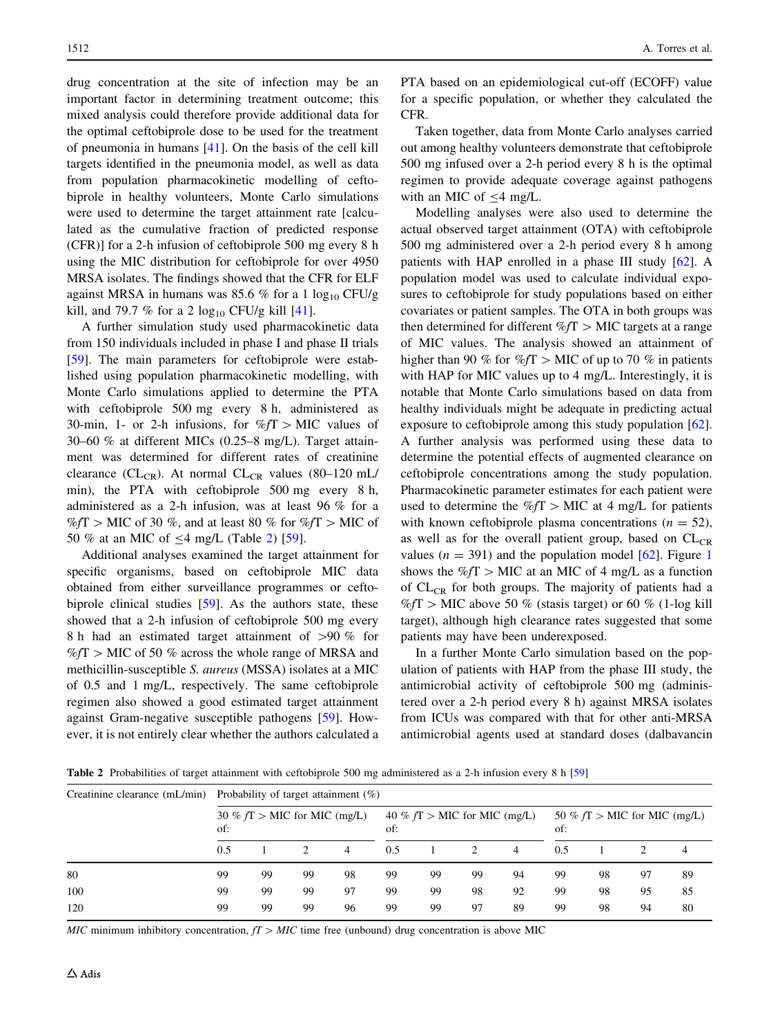drug concentration at the site of infection may be an important factor in determining treatment outcome; this mixed analysis could therefore provide additional data for the optimal ceftobiprole dose to be used for the treatment of pneumonia in humans [41]. On the basis of the cell kill targets identified in the pneumonia model, as well as data from population pharmacokinetic modelling of ceftobiprole in healthy volunteers, Monte Carlo simulations were used to determine the target attainment rate [calculated as the cumulative fraction of predicted response (CFR)] for a 2-h infusion of ceftobiprole 500 mg every 8 h using the MIC distribution for ceftobiprole for over 4950 MRSA isolates. The findings showed that the CFR for ELF against MRSA in humans was 85.6 % for a 1 $\log_{10}$ CFU/g kill, and 79.7 % for a 2 $\log_{10}$ CFU/g kill [41].

A further simulation study used pharmacokinetic data from 150 individuals included in phase I and phase II trials [59]. The main parameters for ceftobiprole were established using population pharmacokinetic modelling, with Monte Carlo simulations applied to determine the PTA with ceftobiprole 500 mg every 8 h, administered as 30-min, 1- or 2-h infusions, for %*f*T > MIC values of 30–60 % at different MICs (0.25–8 mg/L). Target attainment was determined for different rates of creatinine clearance ($CL_{CR}$). At normal $CL_{CR}$ values (80–120 mL/min), the PTA with ceftobiprole 500 mg every 8 h, administered as a 2-h infusion, was at least 96 % for a %*f*T > MIC of 30 %, and at least 80 % for %*f*T > MIC of 50 % at an MIC of ≤4 mg/L (Table 2) [59].

Additional analyses examined the target attainment for specific organisms, based on ceftobiprole MIC data obtained from either surveillance programmes or ceftobiprole clinical studies [59]. As the authors state, these showed that a 2-h infusion of ceftobiprole 500 mg every 8 h had an estimated target attainment of >90 % for %*f*T > MIC of 50 % across the whole range of MRSA and methicillin-susceptible *S. aureus* (MSSA) isolates at a MIC of 0.5 and 1 mg/L, respectively. The same ceftobiprole regimen also showed a good estimated target attainment against Gram-negative susceptible pathogens [59]. However, it is not entirely clear whether the authors calculated a PTA based on an epidemiological cut-off (ECOFF) value for a specific population, or whether they calculated the CFR.

Taken together, data from Monte Carlo analyses carried out among healthy volunteers demonstrate that ceftobiprole 500 mg infused over a 2-h period every 8 h is the optimal regimen to provide adequate coverage against pathogens with an MIC of ≤4 mg/L.

Modelling analyses were also used to determine the actual observed target attainment (OTA) with ceftobiprole 500 mg administered over a 2-h period every 8 h among patients with HAP enrolled in a phase III study [62]. A population model was used to calculate individual exposures to ceftobiprole for study populations based on either covariates or patient samples. The OTA in both groups was then determined for different %*f*T > MIC targets at a range of MIC values. The analysis showed an attainment of higher than 90 % for %*f*T > MIC of up to 70 % in patients with HAP for MIC values up to 4 mg/L. Interestingly, it is notable that Monte Carlo simulations based on data from healthy individuals might be adequate in predicting actual exposure to ceftobiprole among this study population [62]. A further analysis was performed using these data to determine the potential effects of augmented clearance on ceftobiprole concentrations among the study population. Pharmacokinetic parameter estimates for each patient were used to determine the %*f*T > MIC at 4 mg/L for patients with known ceftobiprole plasma concentrations ($n = 52$), as well as for the overall patient group, based on $CL_{CR}$ values ($n = 391$) and the population model [62]. Figure 1 shows the %*f*T > MIC at an MIC of 4 mg/L as a function of $CL_{CR}$ for both groups. The majority of patients had a %*f*T > MIC above 50 % (stasis target) or 60 % (1-log kill target), although high clearance rates suggested that some patients may have been underexposed.

In a further Monte Carlo simulation based on the population of patients with HAP from the phase III study, the antimicrobial activity of ceftobiprole 500 mg (administered over a 2-h period every 8 h) against MRSA isolates from ICUs was compared with that for other anti-MRSA antimicrobial agents used at standard doses (dalbavancin

**Table 2** Probabilities of target attainment with ceftobiprole 500 mg administered as a 2-h infusion every 8 h [59]

| Creatinine clearance (mL/min) | Probability of target attainment (%) | | | | | | | | | | | |
|---|---|---|---|---|---|---|---|---|---|---|---|---|
| | 30 % *f*T > MIC for MIC (mg/L) of: | | | | 40 % *f*T > MIC for MIC (mg/L) of: | | | | 50 % *f*T > MIC for MIC (mg/L) of: | | | |
| | 0.5 | 1 | 2 | 4 | 0.5 | 1 | 2 | 4 | 0.5 | 1 | 2 | 4 |
| 80 | 99 | 99 | 99 | 98 | 99 | 99 | 99 | 94 | 99 | 98 | 97 | 89 |
| 100 | 99 | 99 | 99 | 97 | 99 | 99 | 98 | 92 | 99 | 98 | 95 | 85 |
| 120 | 99 | 99 | 99 | 96 | 99 | 99 | 97 | 89 | 99 | 98 | 94 | 80 |

*MIC* minimum inhibitory concentration, *fT > MIC* time free (unbound) drug concentration is above MIC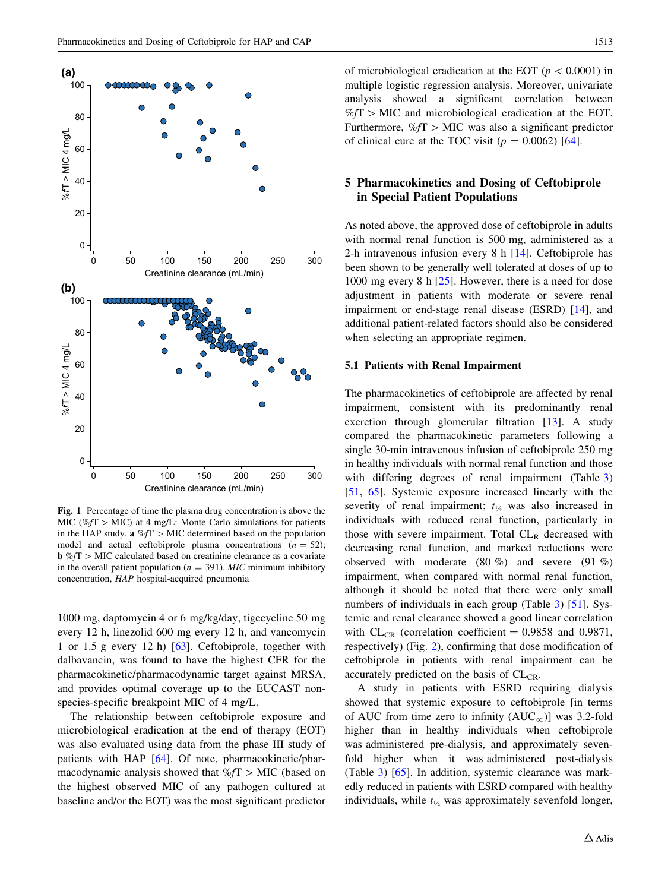Fig. 1 Percentage of time the plasma drug concentration is above the MIC (%fT > MIC) at 4 mg/L: Monte Carlo simulations for patients in the HAP study. **a** %fT > MIC determined based on the population model and actual ceftobiprole plasma concentrations ($n = 52$); **b** %fT > MIC calculated based on creatinine clearance as a covariate in the overall patient population ($n = 391$). *MIC* minimum inhibitory concentration, *HAP* hospital-acquired pneumonia

1000 mg, daptomycin 4 or 6 mg/kg/day, tigecycline 50 mg every 12 h, linezolid 600 mg every 12 h, and vancomycin 1 or 1.5 g every 12 h) [63]. Ceftobiprole, together with dalbavancin, was found to have the highest CFR for the pharmacokinetic/pharmacodynamic target against MRSA, and provides optimal coverage up to the EUCAST non-species-specific breakpoint MIC of 4 mg/L.

The relationship between ceftobiprole exposure and microbiological eradication at the end of therapy (EOT) was also evaluated using data from the phase III study of patients with HAP [64]. Of note, pharmacokinetic/pharmacodynamic analysis showed that %fT > MIC (based on the highest observed MIC of any pathogen cultured at baseline and/or the EOT) was the most significant predictor of microbiological eradication at the EOT ($p < 0.0001$) in multiple logistic regression analysis. Moreover, univariate analysis showed a significant correlation between %fT > MIC and microbiological eradication at the EOT. Furthermore, %fT > MIC was also a significant predictor of clinical cure at the TOC visit ($p = 0.0062$) [64].

## 5 Pharmacokinetics and Dosing of Ceftobiprole in Special Patient Populations

As noted above, the approved dose of ceftobiprole in adults with normal renal function is 500 mg, administered as a 2-h intravenous infusion every 8 h [14]. Ceftobiprole has been shown to be generally well tolerated at doses of up to 1000 mg every 8 h [25]. However, there is a need for dose adjustment in patients with moderate or severe renal impairment or end-stage renal disease (ESRD) [14], and additional patient-related factors should also be considered when selecting an appropriate regimen.

### 5.1 Patients with Renal Impairment

The pharmacokinetics of ceftobiprole are affected by renal impairment, consistent with its predominantly renal excretion through glomerular filtration [13]. A study compared the pharmacokinetic parameters following a single 30-min intravenous infusion of ceftobiprole 250 mg in healthy individuals with normal renal function and those with differing degrees of renal impairment (Table 3) [51, 65]. Systemic exposure increased linearly with the severity of renal impairment; $t_{½}$ was also increased in individuals with reduced renal function, particularly in those with severe impairment. Total $CL_R$ decreased with decreasing renal function, and marked reductions were observed with moderate (80 %) and severe (91 %) impairment, when compared with normal renal function, although it should be noted that there were only small numbers of individuals in each group (Table 3) [51]. Systemic and renal clearance showed a good linear correlation with $CL_{CR}$ (correlation coefficient = 0.9858 and 0.9871, respectively) (Fig. 2), confirming that dose modification of ceftobiprole in patients with renal impairment can be accurately predicted on the basis of $CL_{CR}$.

A study in patients with ESRD requiring dialysis showed that systemic exposure to ceftobiprole [in terms of AUC from time zero to infinity ($AUC_{\infty}$)] was 3.2-fold higher than in healthy individuals when ceftobiprole was administered pre-dialysis, and approximately sevenfold higher when it was administered post-dialysis (Table 3) [65]. In addition, systemic clearance was markedly reduced in patients with ESRD compared with healthy individuals, while $t_{½}$ was approximately sevenfold longer,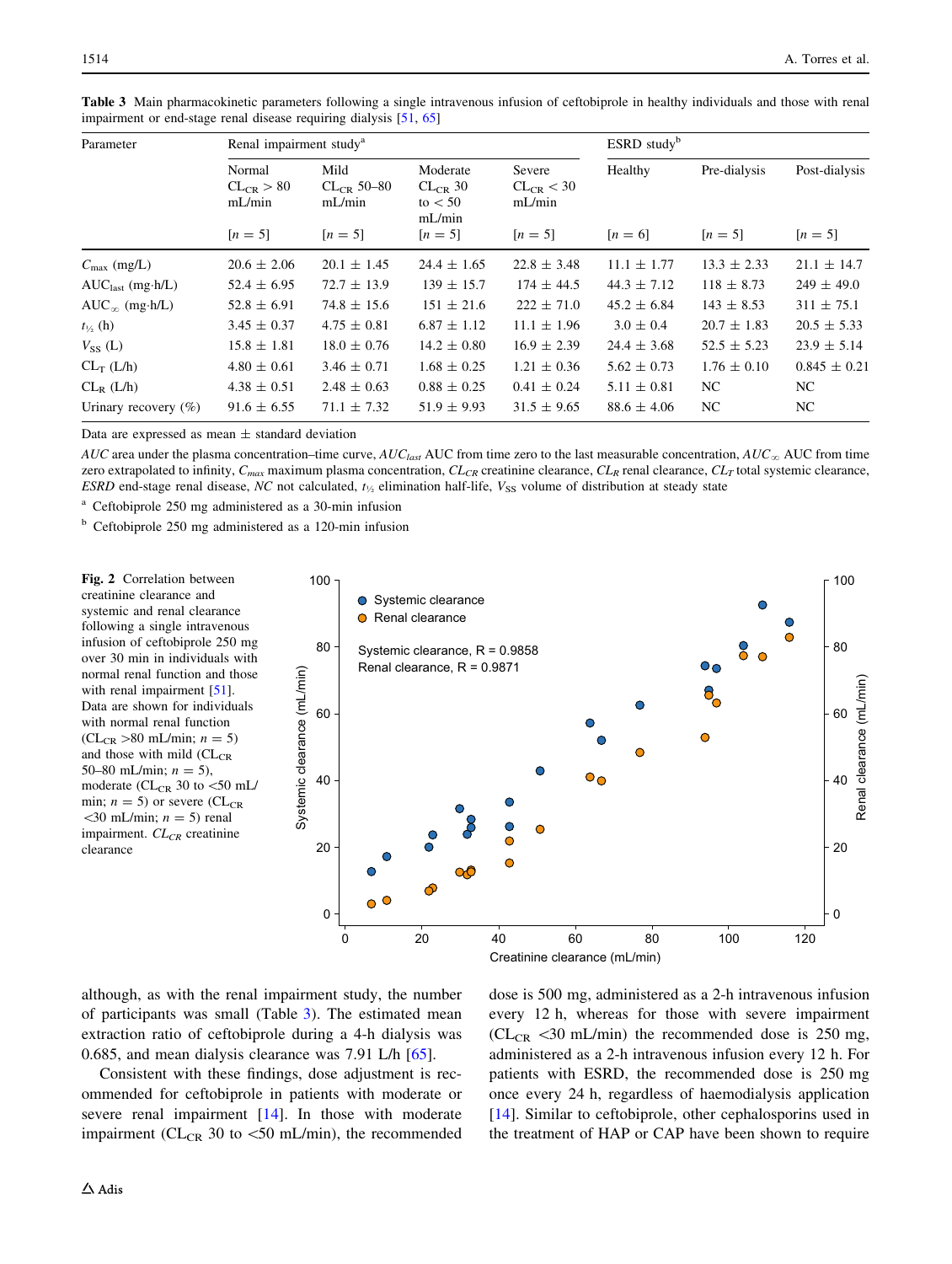**Table 3** Main pharmacokinetic parameters following a single intravenous infusion of ceftobiprole in healthy individuals and those with renal impairment or end-stage renal disease requiring dialysis [51, 65]

| Parameter | Renal impairment study[a] | | | | ESRD study[b] | | |
|---|---|---|---|---|---|---|---|
| | Normal $CL_{CR}$ > 80 mL/min [n = 5] | Mild $CL_{CR}$ 50–80 mL/min [n = 5] | Moderate $CL_{CR}$ 30 to < 50 mL/min [n = 5] | Severe $CL_{CR}$ < 30 mL/min [n = 5] | Healthy [n = 6] | Pre-dialysis [n = 5] | Post-dialysis [n = 5] |
| $C_{max}$ (mg/L) | 20.6 ± 2.06 | 20.1 ± 1.45 | 24.4 ± 1.65 | 22.8 ± 3.48 | 11.1 ± 1.77 | 13.3 ± 2.33 | 21.1 ± 14.7 |
| $AUC_{last}$ (mg·h/L) | 52.4 ± 6.95 | 72.7 ± 13.9 | 139 ± 15.7 | 174 ± 44.5 | 44.3 ± 7.12 | 118 ± 8.73 | 249 ± 49.0 |
| $AUC_{\infty}$ (mg·h/L) | 52.8 ± 6.91 | 74.8 ± 15.6 | 151 ± 21.6 | 222 ± 71.0 | 45.2 ± 6.84 | 143 ± 8.53 | 311 ± 75.1 |
| $t_{½}$ (h) | 3.45 ± 0.37 | 4.75 ± 0.81 | 6.87 ± 1.12 | 11.1 ± 1.96 | 3.0 ± 0.4 | 20.7 ± 1.83 | 20.5 ± 5.33 |
| $V_{SS}$ (L) | 15.8 ± 1.81 | 18.0 ± 0.76 | 14.2 ± 0.80 | 16.9 ± 2.39 | 24.4 ± 3.68 | 52.5 ± 5.23 | 23.9 ± 5.14 |
| $CL_T$ (L/h) | 4.80 ± 0.61 | 3.46 ± 0.71 | 1.68 ± 0.25 | 1.21 ± 0.36 | 5.62 ± 0.73 | 1.76 ± 0.10 | 0.845 ± 0.21 |
| $CL_R$ (L/h) | 4.38 ± 0.51 | 2.48 ± 0.63 | 0.88 ± 0.25 | 0.41 ± 0.24 | 5.11 ± 0.81 | NC | NC |
| Urinary recovery (%) | 91.6 ± 6.55 | 71.1 ± 7.32 | 51.9 ± 9.93 | 31.5 ± 9.65 | 88.6 ± 4.06 | NC | NC |

Data are expressed as mean ± standard deviation

*AUC* area under the plasma concentration–time curve, $AUC_{last}$ AUC from time zero to the last measurable concentration, $AUC_{\infty}$ AUC from time zero extrapolated to infinity, $C_{max}$ maximum plasma concentration, $CL_{CR}$ creatinine clearance, $CL_R$ renal clearance, $CL_T$ total systemic clearance, *ESRD* end-stage renal disease, *NC* not calculated, $t_{½}$ elimination half-life, $V_{SS}$ volume of distribution at steady state

[a] Ceftobiprole 250 mg administered as a 30-min infusion

[b] Ceftobiprole 250 mg administered as a 120-min infusion

**Fig. 2** Correlation between creatinine clearance and systemic and renal clearance following a single intravenous infusion of ceftobiprole 250 mg over 30 min in individuals with normal renal function and those with renal impairment [51]. Data are shown for individuals with normal renal function ($CL_{CR}$ >80 mL/min; n = 5) and those with mild ($CL_{CR}$ 50–80 mL/min; n = 5), moderate ($CL_{CR}$ 30 to <50 mL/min; n = 5) or severe ($CL_{CR}$ <30 mL/min; n = 5) renal impairment. $CL_{CR}$ creatinine clearance

although, as with the renal impairment study, the number of participants was small (Table 3). The estimated mean extraction ratio of ceftobiprole during a 4-h dialysis was 0.685, and mean dialysis clearance was 7.91 L/h [65].

Consistent with these findings, dose adjustment is recommended for ceftobiprole in patients with moderate or severe renal impairment [14]. In those with moderate impairment ($CL_{CR}$ 30 to <50 mL/min), the recommended dose is 500 mg, administered as a 2-h intravenous infusion every 12 h, whereas for those with severe impairment ($CL_{CR}$ <30 mL/min) the recommended dose is 250 mg, administered as a 2-h intravenous infusion every 12 h. For patients with ESRD, the recommended dose is 250 mg once every 24 h, regardless of haemodialysis application [14]. Similar to ceftobiprole, other cephalosporins used in the treatment of HAP or CAP have been shown to require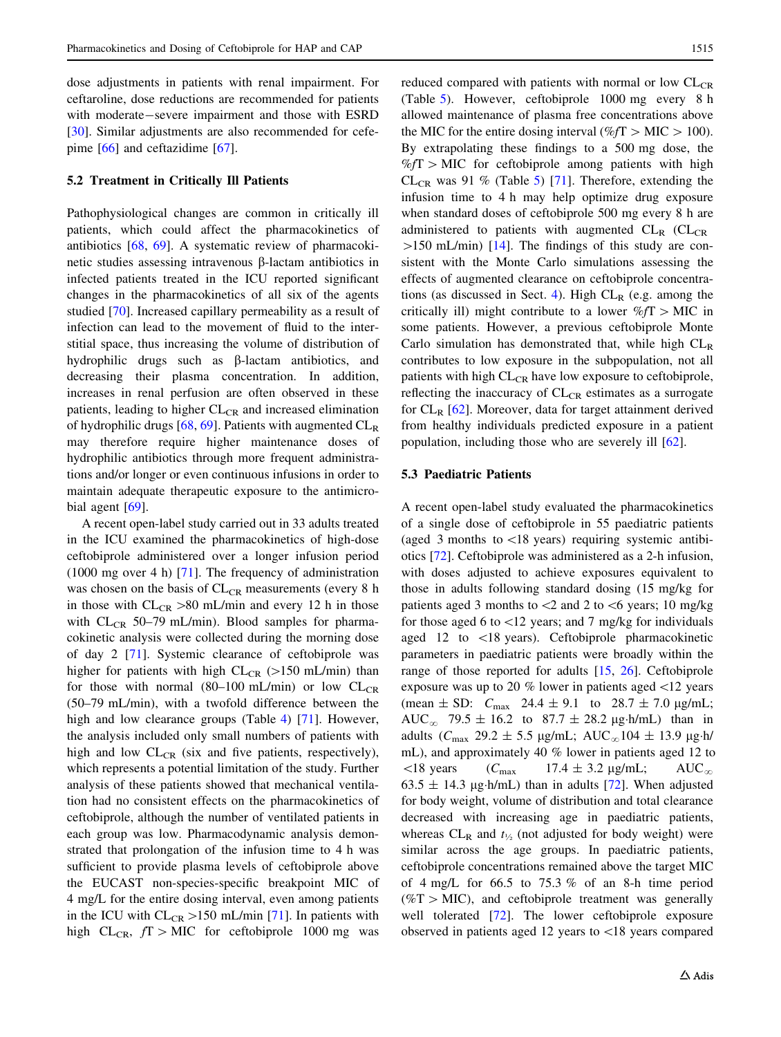dose adjustments in patients with renal impairment. For ceftaroline, dose reductions are recommended for patients with moderate−severe impairment and those with ESRD [30]. Similar adjustments are also recommended for cefepime [66] and ceftazidime [67].

### 5.2 Treatment in Critically Ill Patients

Pathophysiological changes are common in critically ill patients, which could affect the pharmacokinetics of antibiotics [68, 69]. A systematic review of pharmacokinetic studies assessing intravenous β-lactam antibiotics in infected patients treated in the ICU reported significant changes in the pharmacokinetics of all six of the agents studied [70]. Increased capillary permeability as a result of infection can lead to the movement of fluid to the interstitial space, thus increasing the volume of distribution of hydrophilic drugs such as β-lactam antibiotics, and decreasing their plasma concentration. In addition, increases in renal perfusion are often observed in these patients, leading to higher $CL_{CR}$ and increased elimination of hydrophilic drugs [68, 69]. Patients with augmented $CL_R$ may therefore require higher maintenance doses of hydrophilic antibiotics through more frequent administrations and/or longer or even continuous infusions in order to maintain adequate therapeutic exposure to the antimicrobial agent [69].

A recent open-label study carried out in 33 adults treated in the ICU examined the pharmacokinetics of high-dose ceftobiprole administered over a longer infusion period (1000 mg over 4 h) [71]. The frequency of administration was chosen on the basis of $CL_{CR}$ measurements (every 8 h in those with $CL_{CR}$ >80 mL/min and every 12 h in those with $CL_{CR}$ 50–79 mL/min). Blood samples for pharmacokinetic analysis were collected during the morning dose of day 2 [71]. Systemic clearance of ceftobiprole was higher for patients with high $CL_{CR}$ (>150 mL/min) than for those with normal (80–100 mL/min) or low $CL_{CR}$ (50–79 mL/min), with a twofold difference between the high and low clearance groups (Table 4) [71]. However, the analysis included only small numbers of patients with high and low $CL_{CR}$ (six and five patients, respectively), which represents a potential limitation of the study. Further analysis of these patients showed that mechanical ventilation had no consistent effects on the pharmacokinetics of ceftobiprole, although the number of ventilated patients in each group was low. Pharmacodynamic analysis demonstrated that prolongation of the infusion time to 4 h was sufficient to provide plasma levels of ceftobiprole above the EUCAST non-species-specific breakpoint MIC of 4 mg/L for the entire dosing interval, even among patients in the ICU with $CL_{CR}$ >150 mL/min [71]. In patients with high $CL_{CR}$, $fT > MIC$ for ceftobiprole 1000 mg was reduced compared with patients with normal or low $CL_{CR}$ (Table 5). However, ceftobiprole 1000 mg every 8 h allowed maintenance of plasma free concentrations above the MIC for the entire dosing interval ($\%fT > MIC > 100$). By extrapolating these findings to a 500 mg dose, the $\%fT > MIC$ for ceftobiprole among patients with high $CL_{CR}$ was 91 % (Table 5) [71]. Therefore, extending the infusion time to 4 h may help optimize drug exposure when standard doses of ceftobiprole 500 mg every 8 h are administered to patients with augmented $CL_R$ ($CL_{CR}$ >150 mL/min) [14]. The findings of this study are consistent with the Monte Carlo simulations assessing the effects of augmented clearance on ceftobiprole concentrations (as discussed in Sect. 4). High $CL_R$ (e.g. among the critically ill) might contribute to a lower $\%fT > MIC$ in some patients. However, a previous ceftobiprole Monte Carlo simulation has demonstrated that, while high $CL_R$ contributes to low exposure in the subpopulation, not all patients with high $CL_{CR}$ have low exposure to ceftobiprole, reflecting the inaccuracy of $CL_{CR}$ estimates as a surrogate for $CL_R$ [62]. Moreover, data for target attainment derived from healthy individuals predicted exposure in a patient population, including those who are severely ill [62].

### 5.3 Paediatric Patients

A recent open-label study evaluated the pharmacokinetics of a single dose of ceftobiprole in 55 paediatric patients (aged 3 months to <18 years) requiring systemic antibiotics [72]. Ceftobiprole was administered as a 2-h infusion, with doses adjusted to achieve exposures equivalent to those in adults following standard dosing (15 mg/kg for patients aged 3 months to <2 and 2 to <6 years; 10 mg/kg for those aged 6 to <12 years; and 7 mg/kg for individuals aged 12 to <18 years). Ceftobiprole pharmacokinetic parameters in paediatric patients were broadly within the range of those reported for adults [15, 26]. Ceftobiprole exposure was up to 20 % lower in patients aged <12 years (mean ± SD: $C_{max}$ 24.4 ± 9.1 to 28.7 ± 7.0 µg/mL; $AUC_{\infty}$ 79.5 ± 16.2 to 87.7 ± 28.2 µg·h/mL) than in adults ($C_{max}$ 29.2 ± 5.5 µg/mL; $AUC_{\infty}$ 104 ± 13.9 µg·h/mL), and approximately 40 % lower in patients aged 12 to <18 years ($C_{max}$ 17.4 ± 3.2 µg/mL; $AUC_{\infty}$ 63.5 ± 14.3 µg·h/mL) than in adults [72]. When adjusted for body weight, volume of distribution and total clearance decreased with increasing age in paediatric patients, whereas $CL_R$ and $t_{½}$ (not adjusted for body weight) were similar across the age groups. In paediatric patients, ceftobiprole concentrations remained above the target MIC of 4 mg/L for 66.5 to 75.3 % of an 8-h time period ($\%T > MIC$), and ceftobiprole treatment was generally well tolerated [72]. The lower ceftobiprole exposure observed in patients aged 12 years to <18 years compared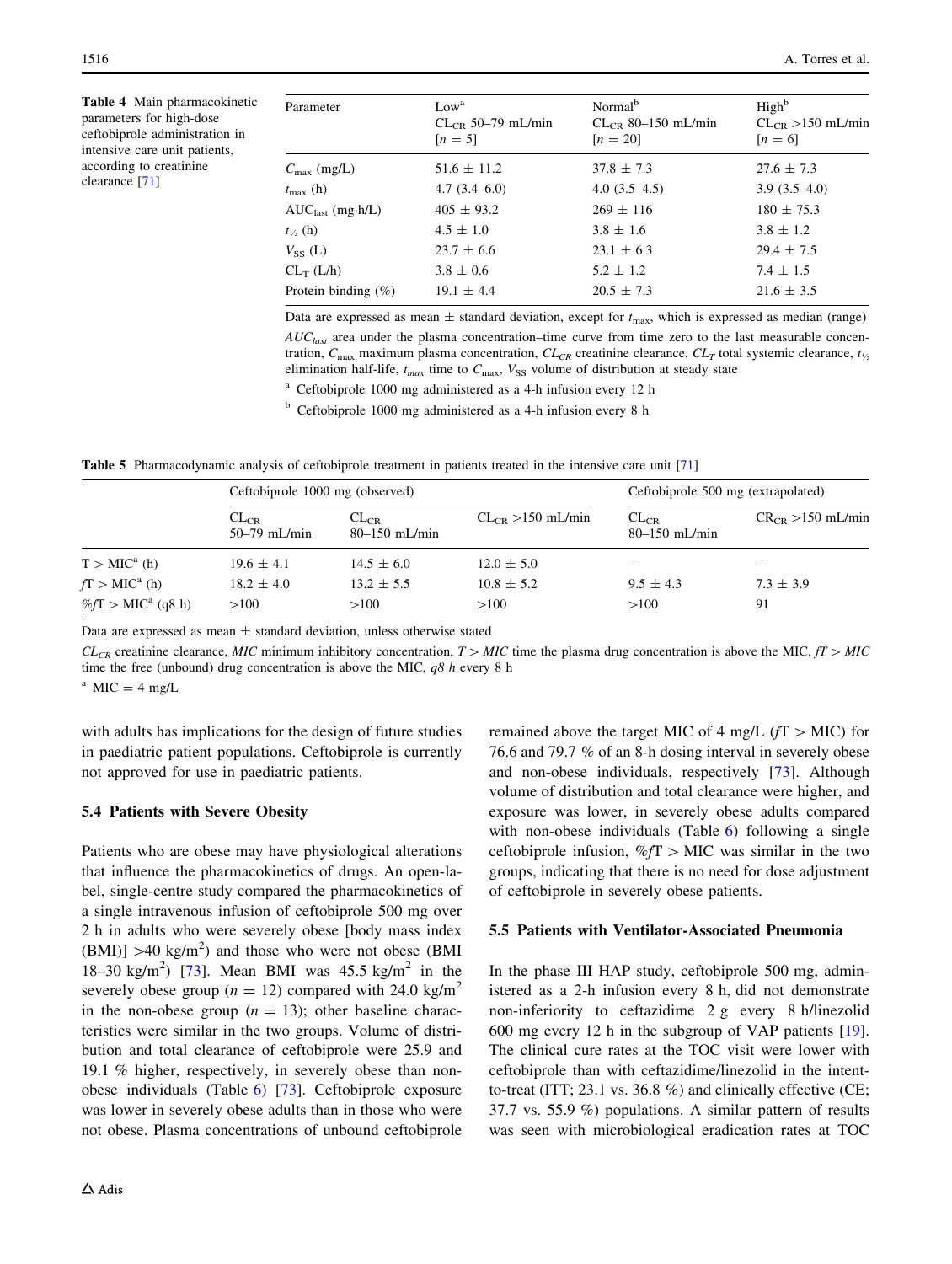**Table 4** Main pharmacokinetic parameters for high-dose ceftobiprole administration in intensive care unit patients, according to creatinine clearance [71]

| Parameter | Low[a] $CL_{CR}$ 50–79 mL/min [$n = 5$] | Normal[b] $CL_{CR}$ 80–150 mL/min [$n = 20$] | High[b] $CL_{CR}$ >150 mL/min [$n = 6$] |
|---|---|---|---|
| $C_{max}$ (mg/L) | 51.6 ± 11.2 | 37.8 ± 7.3 | 27.6 ± 7.3 |
| $t_{max}$ (h) | 4.7 (3.4–6.0) | 4.0 (3.5–4.5) | 3.9 (3.5–4.0) |
| $AUC_{last}$ (mg·h/L) | 405 ± 93.2 | 269 ± 116 | 180 ± 75.3 |
| $t_{½}$ (h) | 4.5 ± 1.0 | 3.8 ± 1.6 | 3.8 ± 1.2 |
| $V_{SS}$ (L) | 23.7 ± 6.6 | 23.1 ± 6.3 | 29.4 ± 7.5 |
| $CL_T$ (L/h) | 3.8 ± 0.6 | 5.2 ± 1.2 | 7.4 ± 1.5 |
| Protein binding (%) | 19.1 ± 4.4 | 20.5 ± 7.3 | 21.6 ± 3.5 |

Data are expressed as mean ± standard deviation, except for $t_{max}$, which is expressed as median (range)

*$AUC_{last}$* area under the plasma concentration–time curve from time zero to the last measurable concentration, $C_{max}$ maximum plasma concentration, *$CL_{CR}$* creatinine clearance, *$CL_T$* total systemic clearance, *$t_{½}$* elimination half-life, *$t_{max}$* time to $C_{max}$, $V_{SS}$ volume of distribution at steady state

[a] Ceftobiprole 1000 mg administered as a 4-h infusion every 12 h

[b] Ceftobiprole 1000 mg administered as a 4-h infusion every 8 h

**Table 5** Pharmacodynamic analysis of ceftobiprole treatment in patients treated in the intensive care unit [71]

| | Ceftobiprole 1000 mg (observed) | | | Ceftobiprole 500 mg (extrapolated) | |
|---|---|---|---|---|---|
| | $CL_{CR}$ 50–79 mL/min | $CL_{CR}$ 80–150 mL/min | $CL_{CR}$ >150 mL/min | $CL_{CR}$ 80–150 mL/min | $CR_{CR}$ >150 mL/min |
| T > MIC[a] (h) | 19.6 ± 4.1 | 14.5 ± 6.0 | 12.0 ± 5.0 | – | – |
| *f*T > MIC[a] (h) | 18.2 ± 4.0 | 13.2 ± 5.5 | 10.8 ± 5.2 | 9.5 ± 4.3 | 7.3 ± 3.9 |
| %*f*T > MIC[a] (q8 h) | >100 | >100 | >100 | >100 | 91 |

Data are expressed as mean ± standard deviation, unless otherwise stated

*$CL_{CR}$* creatinine clearance, *MIC* minimum inhibitory concentration, *T > MIC* time the plasma drug concentration is above the MIC, *fT > MIC* time the free (unbound) drug concentration is above the MIC, *q8 h* every 8 h

[a] MIC = 4 mg/L

with adults has implications for the design of future studies in paediatric patient populations. Ceftobiprole is currently not approved for use in paediatric patients.

### 5.4 Patients with Severe Obesity

Patients who are obese may have physiological alterations that influence the pharmacokinetics of drugs. An open-label, single-centre study compared the pharmacokinetics of a single intravenous infusion of ceftobiprole 500 mg over 2 h in adults who were severely obese [body mass index (BMI)] >40 kg/m$^2$) and those who were not obese (BMI 18–30 kg/m$^2$) [73]. Mean BMI was 45.5 kg/m$^2$ in the severely obese group ($n = 12$) compared with 24.0 kg/m$^2$ in the non-obese group ($n = 13$); other baseline characteristics were similar in the two groups. Volume of distribution and total clearance of ceftobiprole were 25.9 and 19.1 % higher, respectively, in severely obese than non-obese individuals (Table 6) [73]. Ceftobiprole exposure was lower in severely obese adults than in those who were not obese. Plasma concentrations of unbound ceftobiprole remained above the target MIC of 4 mg/L (*f*T > MIC) for 76.6 and 79.7 % of an 8-h dosing interval in severely obese and non-obese individuals, respectively [73]. Although volume of distribution and total clearance were higher, and exposure was lower, in severely obese adults compared with non-obese individuals (Table 6) following a single ceftobiprole infusion, %*f*T > MIC was similar in the two groups, indicating that there is no need for dose adjustment of ceftobiprole in severely obese patients.

### 5.5 Patients with Ventilator-Associated Pneumonia

In the phase III HAP study, ceftobiprole 500 mg, administered as a 2-h infusion every 8 h, did not demonstrate non-inferiority to ceftazidime 2 g every 8 h/linezolid 600 mg every 12 h in the subgroup of VAP patients [19]. The clinical cure rates at the TOC visit were lower with ceftobiprole than with ceftazidime/linezolid in the intent-to-treat (ITT; 23.1 vs. 36.8 %) and clinically effective (CE; 37.7 vs. 55.9 %) populations. A similar pattern of results was seen with microbiological eradication rates at TOC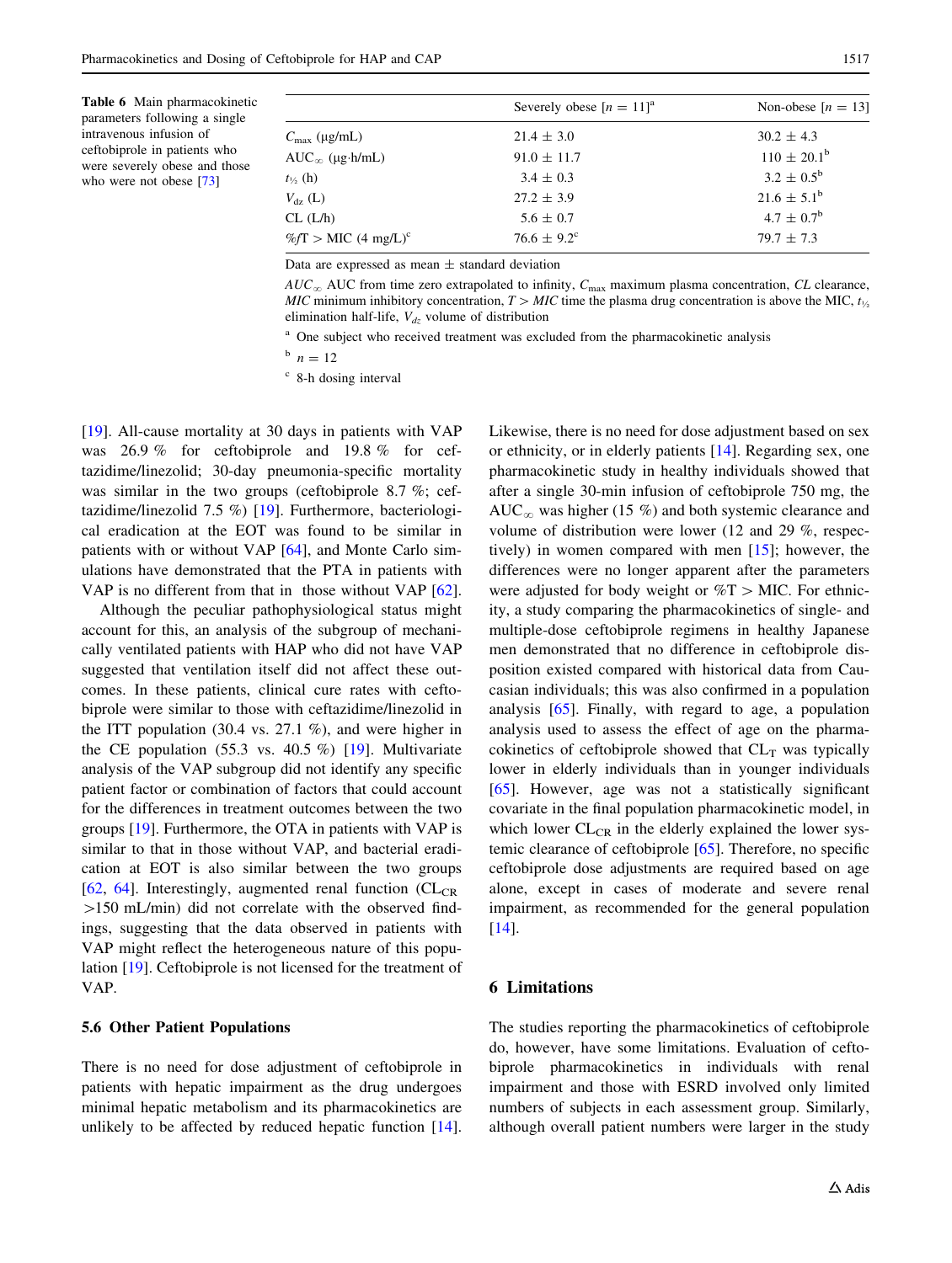Table 6 Main pharmacokinetic parameters following a single intravenous infusion of ceftobiprole in patients who were severely obese and those who were not obese [73]

| | Severely obese [$n = 11$][a] | Non-obese [$n = 13$] |
|---|---|---|
| $C_{max}$ (μg/mL) | 21.4 ± 3.0 | 30.2 ± 4.3 |
| $AUC_{\infty}$ (μg·h/mL) | 91.0 ± 11.7 | 110 ± 20.1[b] |
| $t_{½}$ (h) | 3.4 ± 0.3 | 3.2 ± 0.5[b] |
| $V_{dz}$ (L) | 27.2 ± 3.9 | 21.6 ± 5.1[b] |
| CL (L/h) | 5.6 ± 0.7 | 4.7 ± 0.7[b] |
| %$f$T > MIC (4 mg/L)[c] | 76.6 ± 9.2[c] | 79.7 ± 7.3 |

Data are expressed as mean ± standard deviation

$AUC_{\infty}$ AUC from time zero extrapolated to infinity, $C_{max}$ maximum plasma concentration, *CL* clearance, *MIC* minimum inhibitory concentration, *T* > *MIC* time the plasma drug concentration is above the MIC, $t_{½}$ elimination half-life, $V_{dz}$ volume of distribution

[a] One subject who received treatment was excluded from the pharmacokinetic analysis

[b] $n = 12$

[c] 8-h dosing interval

[19]. All-cause mortality at 30 days in patients with VAP was 26.9 % for ceftobiprole and 19.8 % for ceftazidime/linezolid; 30-day pneumonia-specific mortality was similar in the two groups (ceftobiprole 8.7 %; ceftazidime/linezolid 7.5 %) [19]. Furthermore, bacteriological eradication at the EOT was found to be similar in patients with or without VAP [64], and Monte Carlo simulations have demonstrated that the PTA in patients with VAP is no different from that in those without VAP [62].

Although the peculiar pathophysiological status might account for this, an analysis of the subgroup of mechanically ventilated patients with HAP who did not have VAP suggested that ventilation itself did not affect these outcomes. In these patients, clinical cure rates with ceftobiprole were similar to those with ceftazidime/linezolid in the ITT population (30.4 vs. 27.1 %), and were higher in the CE population (55.3 vs. 40.5 %) [19]. Multivariate analysis of the VAP subgroup did not identify any specific patient factor or combination of factors that could account for the differences in treatment outcomes between the two groups [19]. Furthermore, the OTA in patients with VAP is similar to that in those without VAP, and bacterial eradication at EOT is also similar between the two groups [62, 64]. Interestingly, augmented renal function ($CL_{CR}$ >150 mL/min) did not correlate with the observed findings, suggesting that the data observed in patients with VAP might reflect the heterogeneous nature of this population [19]. Ceftobiprole is not licensed for the treatment of VAP.

### 5.6 Other Patient Populations

There is no need for dose adjustment of ceftobiprole in patients with hepatic impairment as the drug undergoes minimal hepatic metabolism and its pharmacokinetics are unlikely to be affected by reduced hepatic function [14]. Likewise, there is no need for dose adjustment based on sex or ethnicity, or in elderly patients [14]. Regarding sex, one pharmacokinetic study in healthy individuals showed that after a single 30-min infusion of ceftobiprole 750 mg, the $AUC_{\infty}$ was higher (15 %) and both systemic clearance and volume of distribution were lower (12 and 29 %, respectively) in women compared with men [15]; however, the differences were no longer apparent after the parameters were adjusted for body weight or %T > MIC. For ethnicity, a study comparing the pharmacokinetics of single- and multiple-dose ceftobiprole regimens in healthy Japanese men demonstrated that no difference in ceftobiprole disposition existed compared with historical data from Caucasian individuals; this was also confirmed in a population analysis [65]. Finally, with regard to age, a population analysis used to assess the effect of age on the pharmacokinetics of ceftobiprole showed that $CL_T$ was typically lower in elderly individuals than in younger individuals [65]. However, age was not a statistically significant covariate in the final population pharmacokinetic model, in which lower $CL_{CR}$ in the elderly explained the lower systemic clearance of ceftobiprole [65]. Therefore, no specific ceftobiprole dose adjustments are required based on age alone, except in cases of moderate and severe renal impairment, as recommended for the general population [14].

## 6 Limitations

The studies reporting the pharmacokinetics of ceftobiprole do, however, have some limitations. Evaluation of ceftobiprole pharmacokinetics in individuals with renal impairment and those with ESRD involved only limited numbers of subjects in each assessment group. Similarly, although overall patient numbers were larger in the study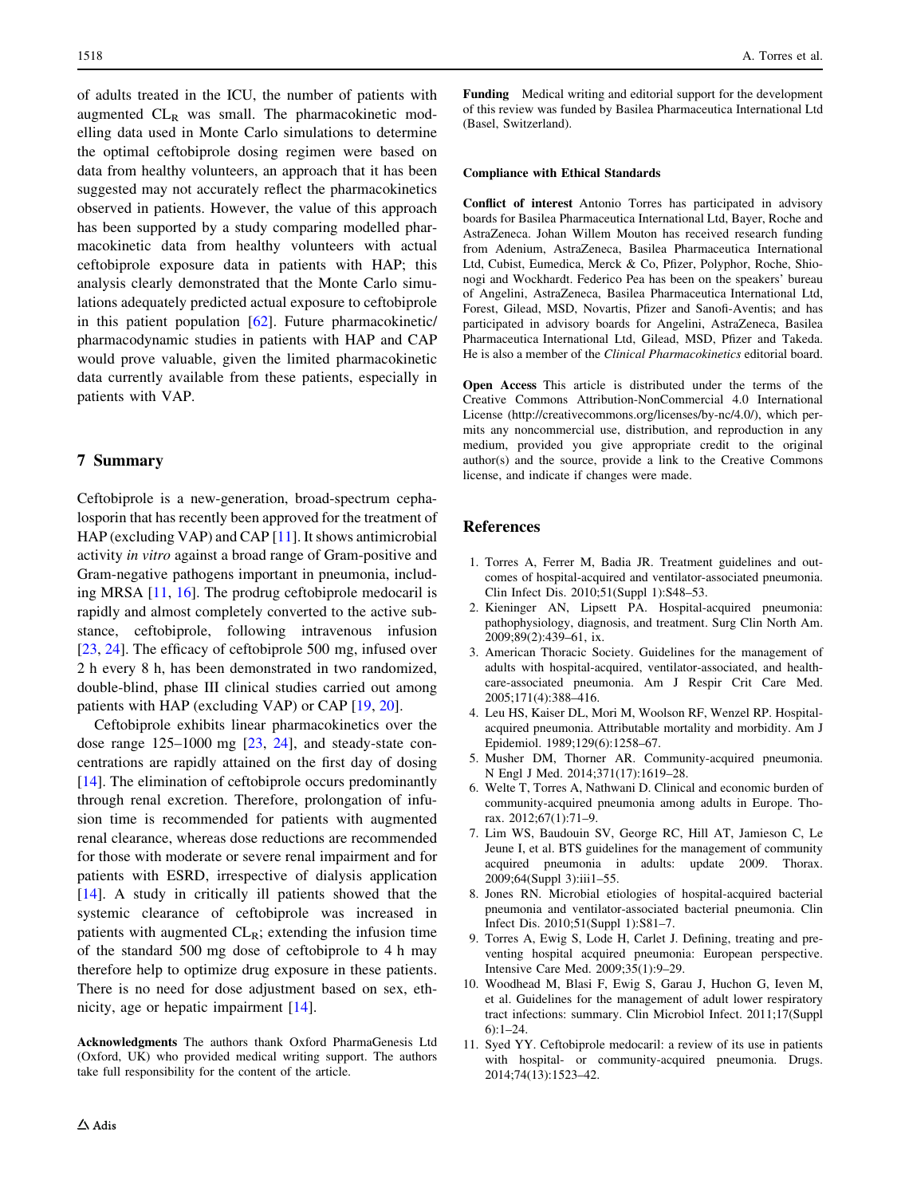of adults treated in the ICU, the number of patients with augmented $CL_R$ was small. The pharmacokinetic modelling data used in Monte Carlo simulations to determine the optimal ceftobiprole dosing regimen were based on data from healthy volunteers, an approach that it has been suggested may not accurately reflect the pharmacokinetics observed in patients. However, the value of this approach has been supported by a study comparing modelled pharmacokinetic data from healthy volunteers with actual ceftobiprole exposure data in patients with HAP; this analysis clearly demonstrated that the Monte Carlo simulations adequately predicted actual exposure to ceftobiprole in this patient population [62]. Future pharmacokinetic/pharmacodynamic studies in patients with HAP and CAP would prove valuable, given the limited pharmacokinetic data currently available from these patients, especially in patients with VAP.

## 7 Summary

Ceftobiprole is a new-generation, broad-spectrum cephalosporin that has recently been approved for the treatment of HAP (excluding VAP) and CAP [11]. It shows antimicrobial activity *in vitro* against a broad range of Gram-positive and Gram-negative pathogens important in pneumonia, including MRSA [11, 16]. The prodrug ceftobiprole medocaril is rapidly and almost completely converted to the active substance, ceftobiprole, following intravenous infusion [23, 24]. The efficacy of ceftobiprole 500 mg, infused over 2 h every 8 h, has been demonstrated in two randomized, double-blind, phase III clinical studies carried out among patients with HAP (excluding VAP) or CAP [19, 20].

Ceftobiprole exhibits linear pharmacokinetics over the dose range 125–1000 mg [23, 24], and steady-state concentrations are rapidly attained on the first day of dosing [14]. The elimination of ceftobiprole occurs predominantly through renal excretion. Therefore, prolongation of infusion time is recommended for patients with augmented renal clearance, whereas dose reductions are recommended for those with moderate or severe renal impairment and for patients with ESRD, irrespective of dialysis application [14]. A study in critically ill patients showed that the systemic clearance of ceftobiprole was increased in patients with augmented $CL_R$; extending the infusion time of the standard 500 mg dose of ceftobiprole to 4 h may therefore help to optimize drug exposure in these patients. There is no need for dose adjustment based on sex, ethnicity, age or hepatic impairment [14].

**Acknowledgments** The authors thank Oxford PharmaGenesis Ltd (Oxford, UK) who provided medical writing support. The authors take full responsibility for the content of the article.

**Funding** Medical writing and editorial support for the development of this review was funded by Basilea Pharmaceutica International Ltd (Basel, Switzerland).

**Compliance with Ethical Standards**

**Conflict of interest** Antonio Torres has participated in advisory boards for Basilea Pharmaceutica International Ltd, Bayer, Roche and AstraZeneca. Johan Willem Mouton has received research funding from Adenium, AstraZeneca, Basilea Pharmaceutica International Ltd, Cubist, Eumedica, Merck & Co, Pfizer, Polyphor, Roche, Shionogi and Wockhardt. Federico Pea has been on the speakers' bureau of Angelini, AstraZeneca, Basilea Pharmaceutica International Ltd, Forest, Gilead, MSD, Novartis, Pfizer and Sanofi-Aventis; and has participated in advisory boards for Angelini, AstraZeneca, Basilea Pharmaceutica International Ltd, Gilead, MSD, Pfizer and Takeda. He is also a member of the *Clinical Pharmacokinetics* editorial board.

**Open Access** This article is distributed under the terms of the Creative Commons Attribution-NonCommercial 4.0 International License (http://creativecommons.org/licenses/by-nc/4.0/), which permits any noncommercial use, distribution, and reproduction in any medium, provided you give appropriate credit to the original author(s) and the source, provide a link to the Creative Commons license, and indicate if changes were made.

## References

1. Torres A, Ferrer M, Badia JR. Treatment guidelines and outcomes of hospital-acquired and ventilator-associated pneumonia. Clin Infect Dis. 2010;51(Suppl 1):S48–53.
2. Kieninger AN, Lipsett PA. Hospital-acquired pneumonia: pathophysiology, diagnosis, and treatment. Surg Clin North Am. 2009;89(2):439–61, ix.
3. American Thoracic Society. Guidelines for the management of adults with hospital-acquired, ventilator-associated, and healthcare-associated pneumonia. Am J Respir Crit Care Med. 2005;171(4):388–416.
4. Leu HS, Kaiser DL, Mori M, Woolson RF, Wenzel RP. Hospital-acquired pneumonia. Attributable mortality and morbidity. Am J Epidemiol. 1989;129(6):1258–67.
5. Musher DM, Thorner AR. Community-acquired pneumonia. N Engl J Med. 2014;371(17):1619–28.
6. Welte T, Torres A, Nathwani D. Clinical and economic burden of community-acquired pneumonia among adults in Europe. Thorax. 2012;67(1):71–9.
7. Lim WS, Baudouin SV, George RC, Hill AT, Jamieson C, Le Jeune I, et al. BTS guidelines for the management of community acquired pneumonia in adults: update 2009. Thorax. 2009;64(Suppl 3):iii1–55.
8. Jones RN. Microbial etiologies of hospital-acquired bacterial pneumonia and ventilator-associated bacterial pneumonia. Clin Infect Dis. 2010;51(Suppl 1):S81–7.
9. Torres A, Ewig S, Lode H, Carlet J. Defining, treating and preventing hospital acquired pneumonia: European perspective. Intensive Care Med. 2009;35(1):9–29.
10. Woodhead M, Blasi F, Ewig S, Garau J, Huchon G, Ieven M, et al. Guidelines for the management of adult lower respiratory tract infections: summary. Clin Microbiol Infect. 2011;17(Suppl 6):1–24.
11. Syed YY. Ceftobiprole medocaril: a review of its use in patients with hospital- or community-acquired pneumonia. Drugs. 2014;74(13):1523–42.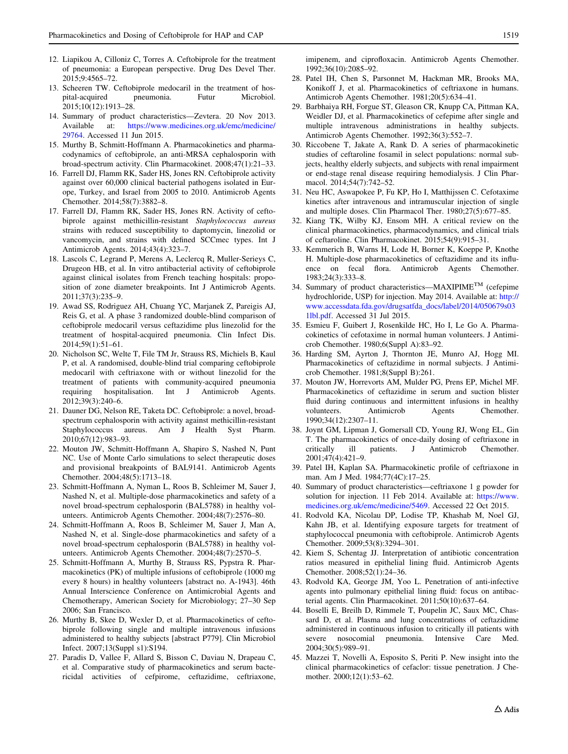12. Liapikou A, Cilloniz C, Torres A. Ceftobiprole for the treatment of pneumonia: a European perspective. Drug Des Devel Ther. 2015;9:4565–72.
13. Scheeren TW. Ceftobiprole medocaril in the treatment of hospital-acquired pneumonia. Futur Microbiol. 2015;10(12):1913–28.
14. Summary of product characteristics—Zevtera. 20 Nov 2013. Available at: https://www.medicines.org.uk/emc/medicine/29764. Accessed 11 Jun 2015.
15. Murthy B, Schmitt-Hoffmann A. Pharmacokinetics and pharmacodynamics of ceftobiprole, an anti-MRSA cephalosporin with broad-spectrum activity. Clin Pharmacokinet. 2008;47(1):21–33.
16. Farrell DJ, Flamm RK, Sader HS, Jones RN. Ceftobiprole activity against over 60,000 clinical bacterial pathogens isolated in Europe, Turkey, and Israel from 2005 to 2010. Antimicrob Agents Chemother. 2014;58(7):3882–8.
17. Farrell DJ, Flamm RK, Sader HS, Jones RN. Activity of ceftobiprole against methicillin-resistant *Staphylococcus aureus* strains with reduced susceptibility to daptomycin, linezolid or vancomycin, and strains with defined SCCmec types. Int J Antimicrob Agents. 2014;43(4):323–7.
18. Lascols C, Legrand P, Merens A, Leclercq R, Muller-Serieys C, Drugeon HB, et al. In vitro antibacterial activity of ceftobiprole against clinical isolates from French teaching hospitals: proposition of zone diameter breakpoints. Int J Antimicrob Agents. 2011;37(3):235–9.
19. Awad SS, Rodriguez AH, Chuang YC, Marjanek Z, Pareigis AJ, Reis G, et al. A phase 3 randomized double-blind comparison of ceftobiprole medocaril versus ceftazidime plus linezolid for the treatment of hospital-acquired pneumonia. Clin Infect Dis. 2014;59(1):51–61.
20. Nicholson SC, Welte T, File TM Jr, Strauss RS, Michiels B, Kaul P, et al. A randomised, double-blind trial comparing ceftobiprole medocaril with ceftriaxone with or without linezolid for the treatment of patients with community-acquired pneumonia requiring hospitalisation. Int J Antimicrob Agents. 2012;39(3):240–6.
21. Dauner DG, Nelson RE, Taketa DC. Ceftobiprole: a novel, broad-spectrum cephalosporin with activity against methicillin-resistant Staphylococcus aureus. Am J Health Syst Pharm. 2010;67(12):983–93.
22. Mouton JW, Schmitt-Hoffmann A, Shapiro S, Nashed N, Punt NC. Use of Monte Carlo simulations to select therapeutic doses and provisional breakpoints of BAL9141. Antimicrob Agents Chemother. 2004;48(5):1713–18.
23. Schmitt-Hoffmann A, Nyman L, Roos B, Schleimer M, Sauer J, Nashed N, et al. Multiple-dose pharmacokinetics and safety of a novel broad-spectrum cephalosporin (BAL5788) in healthy volunteers. Antimicrob Agents Chemother. 2004;48(7):2576–80.
24. Schmitt-Hoffmann A, Roos B, Schleimer M, Sauer J, Man A, Nashed N, et al. Single-dose pharmacokinetics and safety of a novel broad-spectrum cephalosporin (BAL5788) in healthy volunteers. Antimicrob Agents Chemother. 2004;48(7):2570–5.
25. Schmitt-Hoffmann A, Murthy B, Strauss RS, Pypstra R. Pharmacokinetics (PK) of multiple infusions of ceftobiprole (1000 mg every 8 hours) in healthy volunteers [abstract no. A-1943]. 46th Annual Interscience Conference on Antimicrobial Agents and Chemotherapy, American Society for Microbiology; 27–30 Sep 2006; San Francisco.
26. Murthy B, Skee D, Wexler D, et al. Pharmacokinetics of ceftobiprole following single and multiple intravenous infusions administered to healthy subjects [abstract P779]. Clin Microbiol Infect. 2007;13(Suppl s1):S194.
27. Paradis D, Vallee F, Allard S, Bisson C, Daviau N, Drapeau C, et al. Comparative study of pharmacokinetics and serum bactericidal activities of cefpirome, ceftazidime, ceftriaxone, imipenem, and ciprofloxacin. Antimicrob Agents Chemother. 1992;36(10):2085–92.
28. Patel IH, Chen S, Parsonnet M, Hackman MR, Brooks MA, Konikoff J, et al. Pharmacokinetics of ceftriaxone in humans. Antimicrob Agents Chemother. 1981;20(5):634–41.
29. Barbhaiya RH, Forgue ST, Gleason CR, Knupp CA, Pittman KA, Weidler DJ, et al. Pharmacokinetics of cefepime after single and multiple intravenous administrations in healthy subjects. Antimicrob Agents Chemother. 1992;36(3):552–7.
30. Riccobene T, Jakate A, Rank D. A series of pharmacokinetic studies of ceftaroline fosamil in select populations: normal subjects, healthy elderly subjects, and subjects with renal impairment or end-stage renal disease requiring hemodialysis. J Clin Pharmacol. 2014;54(7):742–52.
31. Neu HC, Aswapokee P, Fu KP, Ho I, Matthijssen C. Cefotaxime kinetics after intravenous and intramuscular injection of single and multiple doses. Clin Pharmacol Ther. 1980;27(5):677–85.
32. Kiang TK, Wilby KJ, Ensom MH. A critical review on the clinical pharmacokinetics, pharmacodynamics, and clinical trials of ceftaroline. Clin Pharmacokinet. 2015;54(9):915–31.
33. Kemmerich B, Warns H, Lode H, Borner K, Koeppe P, Knothe H. Multiple-dose pharmacokinetics of ceftazidime and its influence on fecal flora. Antimicrob Agents Chemother. 1983;24(3):333–8.
34. Summary of product characteristics—MAXIPIME™ (cefepime hydrochloride, USP) for injection. May 2014. Available at: http://www.accessdata.fda.gov/drugsatfda_docs/label/2014/050679s031lbl.pdf. Accessed 31 Jul 2015.
35. Esmieu F, Guibert J, Rosenkilde HC, Ho I, Le Go A. Pharmacokinetics of cefotaxime in normal human volunteers. J Antimicrob Chemother. 1980;6(Suppl A):83–92.
36. Harding SM, Ayrton J, Thornton JE, Munro AJ, Hogg MI. Pharmacokinetics of ceftazidime in normal subjects. J Antimicrob Chemother. 1981;8(Suppl B):261.
37. Mouton JW, Horrevorts AM, Mulder PG, Prens EP, Michel MF. Pharmacokinetics of ceftazidime in serum and suction blister fluid during continuous and intermittent infusions in healthy volunteers. Antimicrob Agents Chemother. 1990;34(12):2307–11.
38. Joynt GM, Lipman J, Gomersall CD, Young RJ, Wong EL, Gin T. The pharmacokinetics of once-daily dosing of ceftriaxone in critically ill patients. J Antimicrob Chemother. 2001;47(4):421–9.
39. Patel IH, Kaplan SA. Pharmacokinetic profile of ceftriaxone in man. Am J Med. 1984;77(4C):17–25.
40. Summary of product characteristics—ceftriaxone 1 g powder for solution for injection. 11 Feb 2014. Available at: https://www.medicines.org.uk/emc/medicine/5469. Accessed 22 Oct 2015.
41. Rodvold KA, Nicolau DP, Lodise TP, Khashab M, Noel GJ, Kahn JB, et al. Identifying exposure targets for treatment of staphylococcal pneumonia with ceftobiprole. Antimicrob Agents Chemother. 2009;53(8):3294–301.
42. Kiem S, Schentag JJ. Interpretation of antibiotic concentration ratios measured in epithelial lining fluid. Antimicrob Agents Chemother. 2008;52(1):24–36.
43. Rodvold KA, George JM, Yoo L. Penetration of anti-infective agents into pulmonary epithelial lining fluid: focus on antibacterial agents. Clin Pharmacokinet. 2011;50(10):637–64.
44. Boselli E, Breilh D, Rimmele T, Poupelin JC, Saux MC, Chassard D, et al. Plasma and lung concentrations of ceftazidime administered in continuous infusion to critically ill patients with severe nosocomial pneumonia. Intensive Care Med. 2004;30(5):989–91.
45. Mazzei T, Novelli A, Esposito S, Periti P. New insight into the clinical pharmacokinetics of cefaclor: tissue penetration. J Chemother. 2000;12(1):53–62.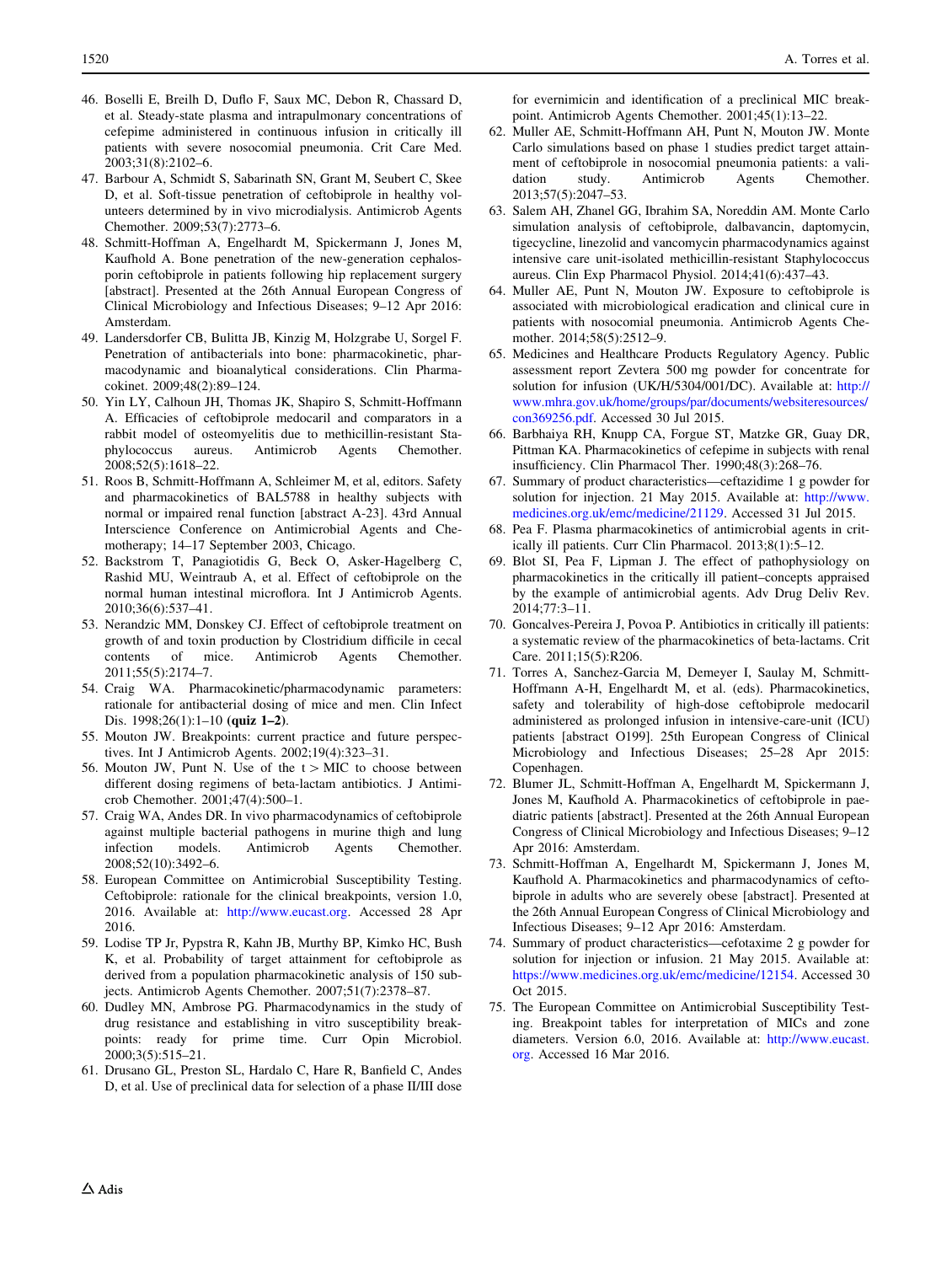46. Boselli E, Breilh D, Duflo F, Saux MC, Debon R, Chassard D, et al. Steady-state plasma and intrapulmonary concentrations of cefepime administered in continuous infusion in critically ill patients with severe nosocomial pneumonia. Crit Care Med. 2003;31(8):2102–6.
47. Barbour A, Schmidt S, Sabarinath SN, Grant M, Seubert C, Skee D, et al. Soft-tissue penetration of ceftobiprole in healthy volunteers determined by in vivo microdialysis. Antimicrob Agents Chemother. 2009;53(7):2773–6.
48. Schmitt-Hoffman A, Engelhardt M, Spickermann J, Jones M, Kaufhold A. Bone penetration of the new-generation cephalosporin ceftobiprole in patients following hip replacement surgery [abstract]. Presented at the 26th Annual European Congress of Clinical Microbiology and Infectious Diseases; 9–12 Apr 2016: Amsterdam.
49. Landersdorfer CB, Bulitta JB, Kinzig M, Holzgrabe U, Sorgel F. Penetration of antibacterials into bone: pharmacokinetic, pharmacodynamic and bioanalytical considerations. Clin Pharmacokinet. 2009;48(2):89–124.
50. Yin LY, Calhoun JH, Thomas JK, Shapiro S, Schmitt-Hoffmann A. Efficacies of ceftobiprole medocaril and comparators in a rabbit model of osteomyelitis due to methicillin-resistant Staphylococcus aureus. Antimicrob Agents Chemother. 2008;52(5):1618–22.
51. Roos B, Schmitt-Hoffmann A, Schleimer M, et al, editors. Safety and pharmacokinetics of BAL5788 in healthy subjects with normal or impaired renal function [abstract A-23]. 43rd Annual Interscience Conference on Antimicrobial Agents and Chemotherapy; 14–17 September 2003, Chicago.
52. Backstrom T, Panagiotidis G, Beck O, Asker-Hagelberg C, Rashid MU, Weintraub A, et al. Effect of ceftobiprole on the normal human intestinal microflora. Int J Antimicrob Agents. 2010;36(6):537–41.
53. Nerandzic MM, Donskey CJ. Effect of ceftobiprole treatment on growth of and toxin production by Clostridium difficile in cecal contents of mice. Antimicrob Agents Chemother. 2011;55(5):2174–7.
54. Craig WA. Pharmacokinetic/pharmacodynamic parameters: rationale for antibacterial dosing of mice and men. Clin Infect Dis. 1998;26(1):1–10 **(quiz 1–2)**.
55. Mouton JW. Breakpoints: current practice and future perspectives. Int J Antimicrob Agents. 2002;19(4):323–31.
56. Mouton JW, Punt N. Use of the t > MIC to choose between different dosing regimens of beta-lactam antibiotics. J Antimicrob Chemother. 2001;47(4):500–1.
57. Craig WA, Andes DR. In vivo pharmacodynamics of ceftobiprole against multiple bacterial pathogens in murine thigh and lung infection models. Antimicrob Agents Chemother. 2008;52(10):3492–6.
58. European Committee on Antimicrobial Susceptibility Testing. Ceftobiprole: rationale for the clinical breakpoints, version 1.0, 2016. Available at: http://www.eucast.org. Accessed 28 Apr 2016.
59. Lodise TP Jr, Pypstra R, Kahn JB, Murthy BP, Kimko HC, Bush K, et al. Probability of target attainment for ceftobiprole as derived from a population pharmacokinetic analysis of 150 subjects. Antimicrob Agents Chemother. 2007;51(7):2378–87.
60. Dudley MN, Ambrose PG. Pharmacodynamics in the study of drug resistance and establishing in vitro susceptibility breakpoints: ready for prime time. Curr Opin Microbiol. 2000;3(5):515–21.
61. Drusano GL, Preston SL, Hardalo C, Hare R, Banfield C, Andes D, et al. Use of preclinical data for selection of a phase II/III dose for evernimicin and identification of a preclinical MIC breakpoint. Antimicrob Agents Chemother. 2001;45(1):13–22.
62. Muller AE, Schmitt-Hoffmann AH, Punt N, Mouton JW. Monte Carlo simulations based on phase 1 studies predict target attainment of ceftobiprole in nosocomial pneumonia patients: a validation study. Antimicrob Agents Chemother. 2013;57(5):2047–53.
63. Salem AH, Zhanel GG, Ibrahim SA, Noreddin AM. Monte Carlo simulation analysis of ceftobiprole, dalbavancin, daptomycin, tigecycline, linezolid and vancomycin pharmacodynamics against intensive care unit-isolated methicillin-resistant Staphylococcus aureus. Clin Exp Pharmacol Physiol. 2014;41(6):437–43.
64. Muller AE, Punt N, Mouton JW. Exposure to ceftobiprole is associated with microbiological eradication and clinical cure in patients with nosocomial pneumonia. Antimicrob Agents Chemother. 2014;58(5):2512–9.
65. Medicines and Healthcare Products Regulatory Agency. Public assessment report Zevtera 500 mg powder for concentrate for solution for infusion (UK/H/5304/001/DC). Available at: http://www.mhra.gov.uk/home/groups/par/documents/websiteresources/con369256.pdf. Accessed 30 Jul 2015.
66. Barbhaiya RH, Knupp CA, Forgue ST, Matzke GR, Guay DR, Pittman KA. Pharmacokinetics of cefepime in subjects with renal insufficiency. Clin Pharmacol Ther. 1990;48(3):268–76.
67. Summary of product characteristics—ceftazidime 1 g powder for solution for injection. 21 May 2015. Available at: http://www.medicines.org.uk/emc/medicine/21129. Accessed 31 Jul 2015.
68. Pea F. Plasma pharmacokinetics of antimicrobial agents in critically ill patients. Curr Clin Pharmacol. 2013;8(1):5–12.
69. Blot SI, Pea F, Lipman J. The effect of pathophysiology on pharmacokinetics in the critically ill patient–concepts appraised by the example of antimicrobial agents. Adv Drug Deliv Rev. 2014;77:3–11.
70. Goncalves-Pereira J, Povoa P. Antibiotics in critically ill patients: a systematic review of the pharmacokinetics of beta-lactams. Crit Care. 2011;15(5):R206.
71. Torres A, Sanchez-Garcia M, Demeyer I, Saulay M, Schmitt-Hoffmann A-H, Engelhardt M, et al. (eds). Pharmacokinetics, safety and tolerability of high-dose ceftobiprole medocaril administered as prolonged infusion in intensive-care-unit (ICU) patients [abstract O199]. 25th European Congress of Clinical Microbiology and Infectious Diseases; 25–28 Apr 2015: Copenhagen.
72. Blumer JL, Schmitt-Hoffman A, Engelhardt M, Spickermann J, Jones M, Kaufhold A. Pharmacokinetics of ceftobiprole in paediatric patients [abstract]. Presented at the 26th Annual European Congress of Clinical Microbiology and Infectious Diseases; 9–12 Apr 2016: Amsterdam.
73. Schmitt-Hoffman A, Engelhardt M, Spickermann J, Jones M, Kaufhold A. Pharmacokinetics and pharmacodynamics of ceftobiprole in adults who are severely obese [abstract]. Presented at the 26th Annual European Congress of Clinical Microbiology and Infectious Diseases; 9–12 Apr 2016: Amsterdam.
74. Summary of product characteristics—cefotaxime 2 g powder for solution for injection or infusion. 21 May 2015. Available at: https://www.medicines.org.uk/emc/medicine/12154. Accessed 30 Oct 2015.
75. The European Committee on Antimicrobial Susceptibility Testing. Breakpoint tables for interpretation of MICs and zone diameters. Version 6.0, 2016. Available at: http://www.eucast.org. Accessed 16 Mar 2016.